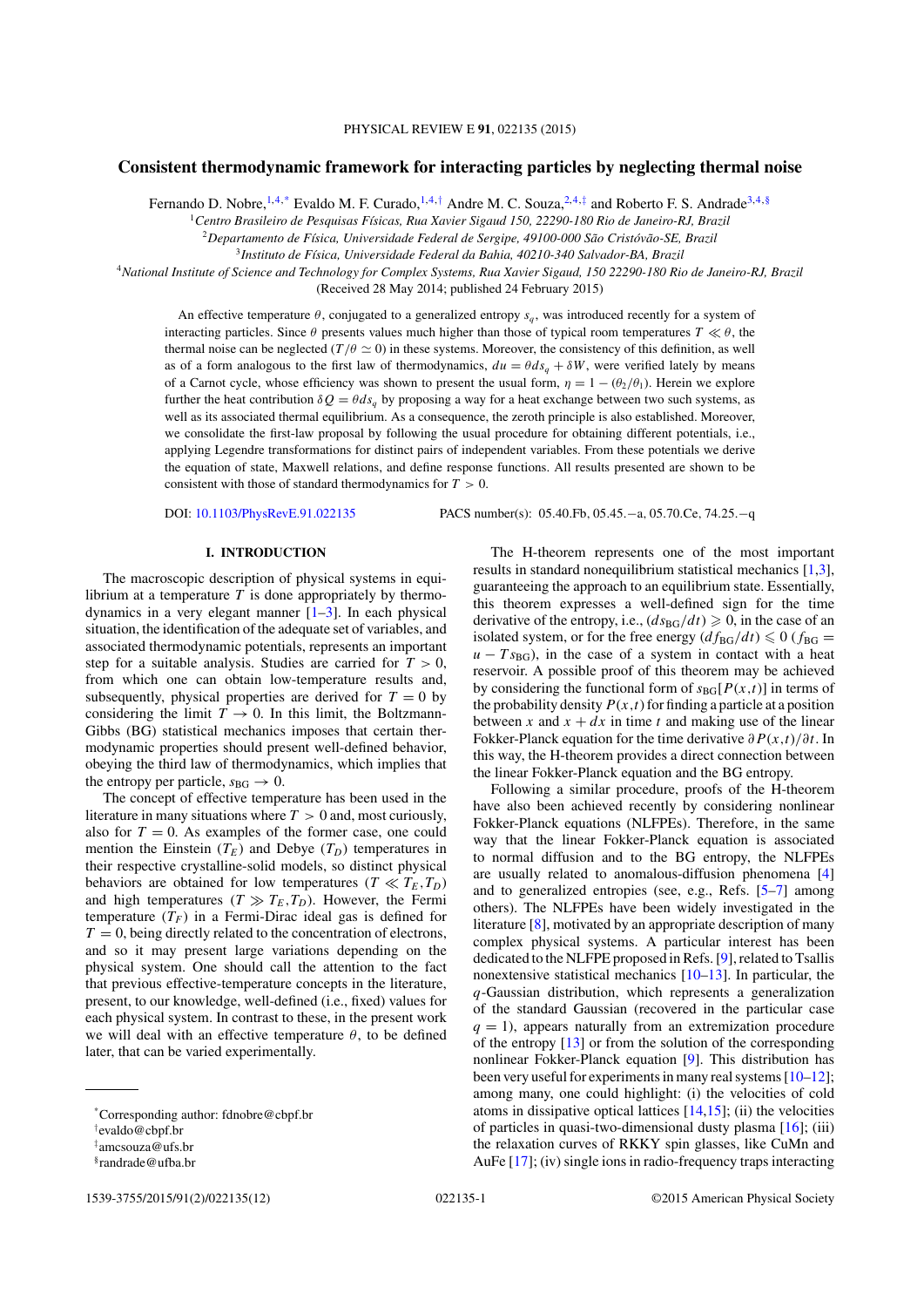# Consistent thermodynamic framework for interacting particles by neglecting thermal noise

Fernando D. Nobre,[1,4,*] Evaldo M. F. Curado,[1,4,†] Andre M. C. Souza,[2,4,‡] and Roberto F. S. Andrade[3,4,§]

[1]*Centro Brasileiro de Pesquisas Físicas, Rua Xavier Sigaud 150, 22290-180 Rio de Janeiro-RJ, Brazil*

[2]*Departamento de Física, Universidade Federal de Sergipe, 49100-000 São Cristóvão-SE, Brazil*

[3]*Instituto de Física, Universidade Federal da Bahia, 40210-340 Salvador-BA, Brazil*

[4]*National Institute of Science and Technology for Complex Systems, Rua Xavier Sigaud, 150 22290-180 Rio de Janeiro-RJ, Brazil*

(Received 28 May 2014; published 24 February 2015)

An effective temperature $\theta$, conjugated to a generalized entropy $s_q$, was introduced recently for a system of interacting particles. Since $\theta$ presents values much higher than those of typical room temperatures $T \ll \theta$, the thermal noise can be neglected ($T/\theta \simeq 0$) in these systems. Moreover, the consistency of this definition, as well as of a form analogous to the first law of thermodynamics, $du = \theta ds_q + \delta W$, were verified lately by means of a Carnot cycle, whose efficiency was shown to present the usual form, $\eta = 1 - (\theta_2/\theta_1)$. Herein we explore further the heat contribution $\delta Q = \theta ds_q$ by proposing a way for a heat exchange between two such systems, as well as its associated thermal equilibrium. As a consequence, the zeroth principle is also established. Moreover, we consolidate the first-law proposal by following the usual procedure for obtaining different potentials, i.e., applying Legendre transformations for distinct pairs of independent variables. From these potentials we derive the equation of state, Maxwell relations, and define response functions. All results presented are shown to be consistent with those of standard thermodynamics for $T > 0$.

DOI: 10.1103/PhysRevE.91.022135 PACS number(s): 05.40.Fb, 05.45.−a, 05.70.Ce, 74.25.−q

## I. INTRODUCTION

The macroscopic description of physical systems in equilibrium at a temperature $T$ is done appropriately by thermodynamics in a very elegant manner [1–3]. In each physical situation, the identification of the adequate set of variables, and associated thermodynamic potentials, represents an important step for a suitable analysis. Studies are carried for $T > 0$, from which one can obtain low-temperature results and, subsequently, physical properties are derived for $T = 0$ by considering the limit $T \to 0$. In this limit, the Boltzmann-Gibbs (BG) statistical mechanics imposes that certain thermodynamic properties should present well-defined behavior, obeying the third law of thermodynamics, which implies that the entropy per particle, $s_{BG} \to 0$.

The concept of effective temperature has been used in the literature in many situations where $T > 0$ and, most curiously, also for $T = 0$. As examples of the former case, one could mention the Einstein ($T_E$) and Debye ($T_D$) temperatures in their respective crystalline-solid models, so distinct physical behaviors are obtained for low temperatures ($T \ll T_E,T_D$) and high temperatures ($T \gg T_E,T_D$). However, the Fermi temperature ($T_F$) in a Fermi-Dirac ideal gas is defined for $T = 0$, being directly related to the concentration of electrons, and so it may present large variations depending on the physical system. One should call the attention to the fact that previous effective-temperature concepts in the literature, present, to our knowledge, well-defined (i.e., fixed) values for each physical system. In contrast to these, in the present work we will deal with an effective temperature $\theta$, to be defined later, that can be varied experimentally.

The H-theorem represents one of the most important results in standard nonequilibrium statistical mechanics [1,3], guaranteeing the approach to an equilibrium state. Essentially, this theorem expresses a well-defined sign for the time derivative of the entropy, i.e., $(ds_{BG}/dt) \geqslant 0$, in the case of an isolated system, or for the free energy ($df_{BG}/dt) \leqslant 0$ ($f_{BG} = u - Ts_{BG}$), in the case of a system in contact with a heat reservoir. A possible proof of this theorem may be achieved by considering the functional form of $s_{BG}[P(x,t)]$ in terms of the probability density $P(x,t)$ for finding a particle at a position between $x$ and $x + dx$ in time $t$ and making use of the linear Fokker-Planck equation for the time derivative $\partial P(x,t)/\partial t$. In this way, the H-theorem provides a direct connection between the linear Fokker-Planck equation and the BG entropy.

Following a similar procedure, proofs of the H-theorem have also been achieved recently by considering nonlinear Fokker-Planck equations (NLFPEs). Therefore, in the same way that the linear Fokker-Planck equation is associated to normal diffusion and to the BG entropy, the NLFPEs are usually related to anomalous-diffusion phenomena [4] and to generalized entropies (see, e.g., Refs. [5–7] among others). The NLFPEs have been widely investigated in the literature [8], motivated by an appropriate description of many complex physical systems. A particular interest has been dedicated to the NLFPE proposed in Refs. [9], related to Tsallis nonextensive statistical mechanics [10–13]. In particular, the $q$-Gaussian distribution, which represents a generalization of the standard Gaussian (recovered in the particular case $q = 1$), appears naturally from an extremization procedure of the entropy [13] or from the solution of the corresponding nonlinear Fokker-Planck equation [9]. This distribution has been very useful for experiments in many real systems [10–12]; among many, one could highlight: (i) the velocities of cold atoms in dissipative optical lattices [14,15]; (ii) the velocities of particles in quasi-two-dimensional dusty plasma [16]; (iii) the relaxation curves of RKKY spin glasses, like CuMn and AuFe [17]; (iv) single ions in radio-frequency traps interacting

*Corresponding author: fdnobre@cbpf.br

†evaldo@cbpf.br

‡amcsouza@ufs.br

§randrade@ufba.br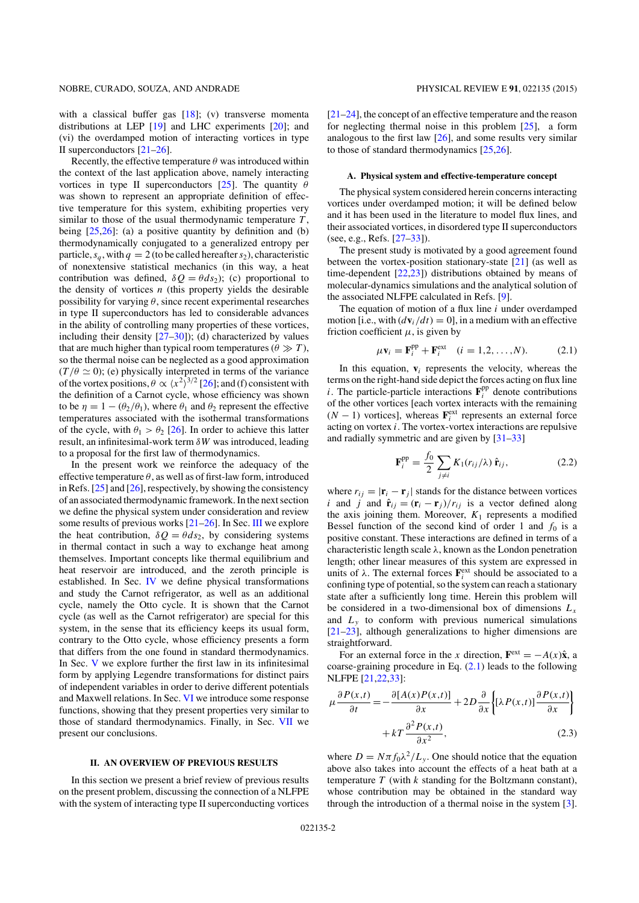with a classical buffer gas [18]; (v) transverse momenta distributions at LEP [19] and LHC experiments [20]; and (vi) the overdamped motion of interacting vortices in type II superconductors [21–26].

Recently, the effective temperature $\theta$ was introduced within the context of the last application above, namely interacting vortices in type II superconductors [25]. The quantity $\theta$ was shown to represent an appropriate definition of effective temperature for this system, exhibiting properties very similar to those of the usual thermodynamic temperature $T$, being [25,26]: (a) a positive quantity by definition and (b) thermodynamically conjugated to a generalized entropy per particle, $s_q$, with $q = 2$ (to be called hereafter $s_2$), characteristic of nonextensive statistical mechanics (in this way, a heat contribution was defined, $\delta Q = \theta ds_2$); (c) proportional to the density of vortices $n$ (this property yields the desirable possibility for varying $\theta$, since recent experimental researches in type II superconductors has led to considerable advances in the ability of controlling many properties of these vortices, including their density [27–30]); (d) characterized by values that are much higher than typical room temperatures ($\theta \gg T$), so the thermal noise can be neglected as a good approximation ($T/\theta \simeq 0$); (e) physically interpreted in terms of the variance of the vortex positions, $\theta \propto \langle x^2 \rangle^{3/2}$ [26]; and (f) consistent with the definition of a Carnot cycle, whose efficiency was shown to be $\eta = 1 - (\theta_2/\theta_1)$, where $\theta_1$ and $\theta_2$ represent the effective temperatures associated with the isothermal transformations of the cycle, with $\theta_1 > \theta_2$ [26]. In order to achieve this latter result, an infinitesimal-work term $\delta W$ was introduced, leading to a proposal for the first law of thermodynamics.

In the present work we reinforce the adequacy of the effective temperature $\theta$, as well as of first-law form, introduced in Refs. [25] and [26], respectively, by showing the consistency of an associated thermodynamic framework. In the next section we define the physical system under consideration and review some results of previous works [21–26]. In Sec. III we explore the heat contribution, $\delta Q = \theta ds_2$, by considering systems in thermal contact in such a way to exchange heat among themselves. Important concepts like thermal equilibrium and heat reservoir are introduced, and the zeroth principle is established. In Sec. IV we define physical transformations and study the Carnot refrigerator, as well as an additional cycle, namely the Otto cycle. It is shown that the Carnot cycle (as well as the Carnot refrigerator) are special for this system, in the sense that its efficiency keeps its usual form, contrary to the Otto cycle, whose efficiency presents a form that differs from the one found in standard thermodynamics. In Sec. V we explore further the first law in its infinitesimal form by applying Legendre transformations for distinct pairs of independent variables in order to derive different potentials and Maxwell relations. In Sec. VI we introduce some response functions, showing that they present properties very similar to those of standard thermodynamics. Finally, in Sec. VII we present our conclusions.

## II. AN OVERVIEW OF PREVIOUS RESULTS

In this section we present a brief review of previous results on the present problem, discussing the connection of a NLFPE with the system of interacting type II superconducting vortices [21–24], the concept of an effective temperature and the reason for neglecting thermal noise in this problem [25], a form analogous to the first law [26], and some results very similar to those of standard thermodynamics [25,26].

### A. Physical system and effective-temperature concept

The physical system considered herein concerns interacting vortices under overdamped motion; it will be defined below and it has been used in the literature to model flux lines, and their associated vortices, in disordered type II superconductors (see, e.g., Refs. [27–33]).

The present study is motivated by a good agreement found between the vortex-position stationary-state [21] (as well as time-dependent [22,23]) distributions obtained by means of molecular-dynamics simulations and the analytical solution of the associated NLFPE calculated in Refs. [9].

The equation of motion of a flux line $i$ under overdamped motion [i.e., with $(d\mathbf{v}_i/dt) = 0$], in a medium with an effective friction coefficient $\mu$, is given by

$$\mu \mathbf{v}_i = \mathbf{F}_i^{\text{pp}} + \mathbf{F}_i^{\text{ext}} \quad (i = 1, 2, \ldots, N). \tag{2.1}$$

In this equation, $\mathbf{v}_i$ represents the velocity, whereas the terms on the right-hand side depict the forces acting on flux line $i$. The particle-particle interactions $\mathbf{F}_i^{\text{pp}}$ denote contributions of the other vortices [each vortex interacts with the remaining $(N - 1)$ vortices], whereas $\mathbf{F}_i^{\text{ext}}$ represents an external force acting on vortex $i$. The vortex-vortex interactions are repulsive and radially symmetric and are given by [31–33]

$$\mathbf{F}_i^{\text{pp}} = \frac{f_0}{2} \sum_{j \neq i} K_1(r_{ij}/\lambda)\, \hat{\mathbf{r}}_{ij}, \tag{2.2}$$

where $r_{ij} = |\mathbf{r}_i - \mathbf{r}_j|$ stands for the distance between vortices $i$ and $j$ and $\hat{\mathbf{r}}_{ij} = (\mathbf{r}_i - \mathbf{r}_j)/r_{ij}$ is a vector defined along the axis joining them. Moreover, $K_1$ represents a modified Bessel function of the second kind of order 1 and $f_0$ is a positive constant. These interactions are defined in terms of a characteristic length scale $\lambda$, known as the London penetration length; other linear measures of this system are expressed in units of $\lambda$. The external forces $\mathbf{F}_i^{\text{ext}}$ should be associated to a confining type of potential, so the system can reach a stationary state after a sufficiently long time. Herein this problem will be considered in a two-dimensional box of dimensions $L_x$ and $L_y$ to conform with previous numerical simulations [21–23], although generalizations to higher dimensions are straightforward.

For an external force in the $x$ direction, $\mathbf{F}^{\text{ext}} = -A(x)\hat{\mathbf{x}}$, a coarse-graining procedure in Eq. (2.1) leads to the following NLFPE [21,22,33]:

$$\mu \frac{\partial P(x,t)}{\partial t} = -\frac{\partial [A(x)P(x,t)]}{\partial x} + 2D\frac{\partial}{\partial x}\left\{[\lambda P(x,t)]\frac{\partial P(x,t)}{\partial x}\right\} + kT\frac{\partial^2 P(x,t)}{\partial x^2}, \tag{2.3}$$

where $D = N\pi f_0 \lambda^2/L_y$. One should notice that the equation above also takes into account the effects of a heat bath at a temperature $T$ (with $k$ standing for the Boltzmann constant), whose contribution may be obtained in the standard way through the introduction of a thermal noise in the system [3].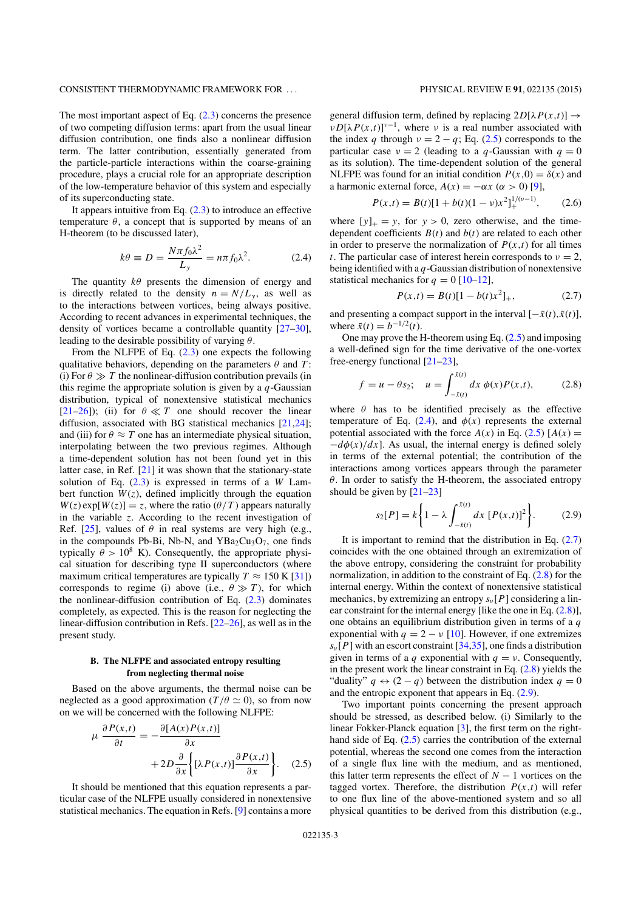The most important aspect of Eq. (2.3) concerns the presence of two competing diffusion terms: apart from the usual linear diffusion contribution, one finds also a nonlinear diffusion term. The latter contribution, essentially generated from the particle-particle interactions within the coarse-graining procedure, plays a crucial role for an appropriate description of the low-temperature behavior of this system and especially of its superconducting state.

It appears intuitive from Eq. (2.3) to introduce an effective temperature $\theta$, a concept that is supported by means of an H-theorem (to be discussed later),

$$k\theta \equiv D = \frac{N\pi f_0 \lambda^2}{L_y} = n\pi f_0 \lambda^2. \tag{2.4}$$

The quantity $k\theta$ presents the dimension of energy and is directly related to the density $n = N/L_y$, as well as to the interactions between vortices, being always positive. According to recent advances in experimental techniques, the density of vortices became a controllable quantity [27–30], leading to the desirable possibility of varying $\theta$.

From the NLFPE of Eq. (2.3) one expects the following qualitative behaviors, depending on the parameters $\theta$ and $T$: (i) For $\theta \gg T$ the nonlinear-diffusion contribution prevails (in this regime the appropriate solution is given by a $q$-Gaussian distribution, typical of nonextensive statistical mechanics [21–26]); (ii) for $\theta \ll T$ one should recover the linear diffusion, associated with BG statistical mechanics [21,24]; and (iii) for $\theta \approx T$ one has an intermediate physical situation, interpolating between the two previous regimes. Although a time-dependent solution has not been found yet in this latter case, in Ref. [21] it was shown that the stationary-state solution of Eq. (2.3) is expressed in terms of a $W$ Lambert function $W(z)$, defined implicitly through the equation $W(z)\exp[W(z)] = z$, where the ratio $(\theta/T)$ appears naturally in the variable $z$. According to the recent investigation of Ref. [25], values of $\theta$ in real systems are very high (e.g., in the compounds Pb-Bi, Nb-N, and $YBa_2Cu_3O_7$, one finds typically $\theta > 10^8$ K). Consequently, the appropriate physical situation for describing type II superconductors (where maximum critical temperatures are typically $T \approx 150$ K [31]) corresponds to regime (i) above (i.e., $\theta \gg T$), for which the nonlinear-diffusion contribution of Eq. (2.3) dominates completely, as expected. This is the reason for neglecting the linear-diffusion contribution in Refs. [22–26], as well as in the present study.

### B. The NLFPE and associated entropy resulting from neglecting thermal noise

Based on the above arguments, the thermal noise can be neglected as a good approximation ($T/\theta \simeq 0$), so from now on we will be concerned with the following NLFPE:

$$\mu \frac{\partial P(x,t)}{\partial t} = -\frac{\partial [A(x)P(x,t)]}{\partial x} + 2D\frac{\partial}{\partial x}\left\{[\lambda P(x,t)]\frac{\partial P(x,t)}{\partial x}\right\}. \tag{2.5}$$

It should be mentioned that this equation represents a particular case of the NLFPE usually considered in nonextensive statistical mechanics. The equation in Refs. [9] contains a more general diffusion term, defined by replacing $2D[\lambda P(x,t)] \to \nu D[\lambda P(x,t)]^{\nu-1}$, where $\nu$ is a real number associated with the index $q$ through $\nu = 2 - q$; Eq. (2.5) corresponds to the particular case $\nu = 2$ (leading to a $q$-Gaussian with $q = 0$ as its solution). The time-dependent solution of the general NLFPE was found for an initial condition $P(x,0) = \delta(x)$ and a harmonic external force, $A(x) = -\alpha x$ ($\alpha > 0$) [9],

$$P(x,t) = B(t)[1 + b(t)(1-\nu)x^2]_+^{1/(\nu-1)}, \tag{2.6}$$

where $[y]_+ = y$, for $y > 0$, zero otherwise, and the time-dependent coefficients $B(t)$ and $b(t)$ are related to each other in order to preserve the normalization of $P(x,t)$ for all times $t$. The particular case of interest herein corresponds to $\nu = 2$, being identified with a $q$-Gaussian distribution of nonextensive statistical mechanics for $q = 0$ [10–12],

$$P(x,t) = B(t)[1 - b(t)x^2]_+, \tag{2.7}$$

and presenting a compact support in the interval $[-\bar{x}(t),\bar{x}(t)]$, where $\bar{x}(t) = b^{-1/2}(t)$.

One may prove the H-theorem using Eq. (2.5) and imposing a well-defined sign for the time derivative of the one-vortex free-energy functional [21–23],

$$f = u - \theta s_2; \quad u = \int_{-\bar{x}(t)}^{\bar{x}(t)} dx\ \phi(x)P(x,t), \tag{2.8}$$

where $\theta$ has to be identified precisely as the effective temperature of Eq. (2.4), and $\phi(x)$ represents the external potential associated with the force $A(x)$ in Eq. (2.5) [$A(x) = -d\phi(x)/dx$]. As usual, the internal energy is defined solely in terms of the external potential; the contribution of the interactions among vortices appears through the parameter $\theta$. In order to satisfy the H-theorem, the associated entropy should be given by [21–23]

$$s_2[P] = k\left\{1 - \lambda \int_{-\bar{x}(t)}^{\bar{x}(t)} dx\ [P(x,t)]^2\right\}. \tag{2.9}$$

It is important to remind that the distribution in Eq. (2.7) coincides with the one obtained through an extremization of the above entropy, considering the constraint for probability normalization, in addition to the constraint of Eq. (2.8) for the internal energy. Within the context of nonextensive statistical mechanics, by extremizing an entropy $s_\nu[P]$ considering a linear constraint for the internal energy [like the one in Eq. (2.8)], one obtains an equilibrium distribution given in terms of a $q$ exponential with $q = 2 - \nu$ [10]. However, if one extremizes $s_\nu[P]$ with an escort constraint [34,35], one finds a distribution given in terms of a $q$ exponential with $q = \nu$. Consequently, in the present work the linear constraint in Eq. (2.8) yields the "duality" $q \leftrightarrow (2-q)$ between the distribution index $q = 0$ and the entropic exponent that appears in Eq. (2.9).

Two important points concerning the present approach should be stressed, as described below. (i) Similarly to the linear Fokker-Planck equation [3], the first term on the right-hand side of Eq. (2.5) carries the contribution of the external potential, whereas the second one comes from the interaction of a single flux line with the medium, and as mentioned, this latter term represents the effect of $N-1$ vortices on the tagged vortex. Therefore, the distribution $P(x,t)$ will refer to one flux line of the above-mentioned system and so all physical quantities to be derived from this distribution (e.g.,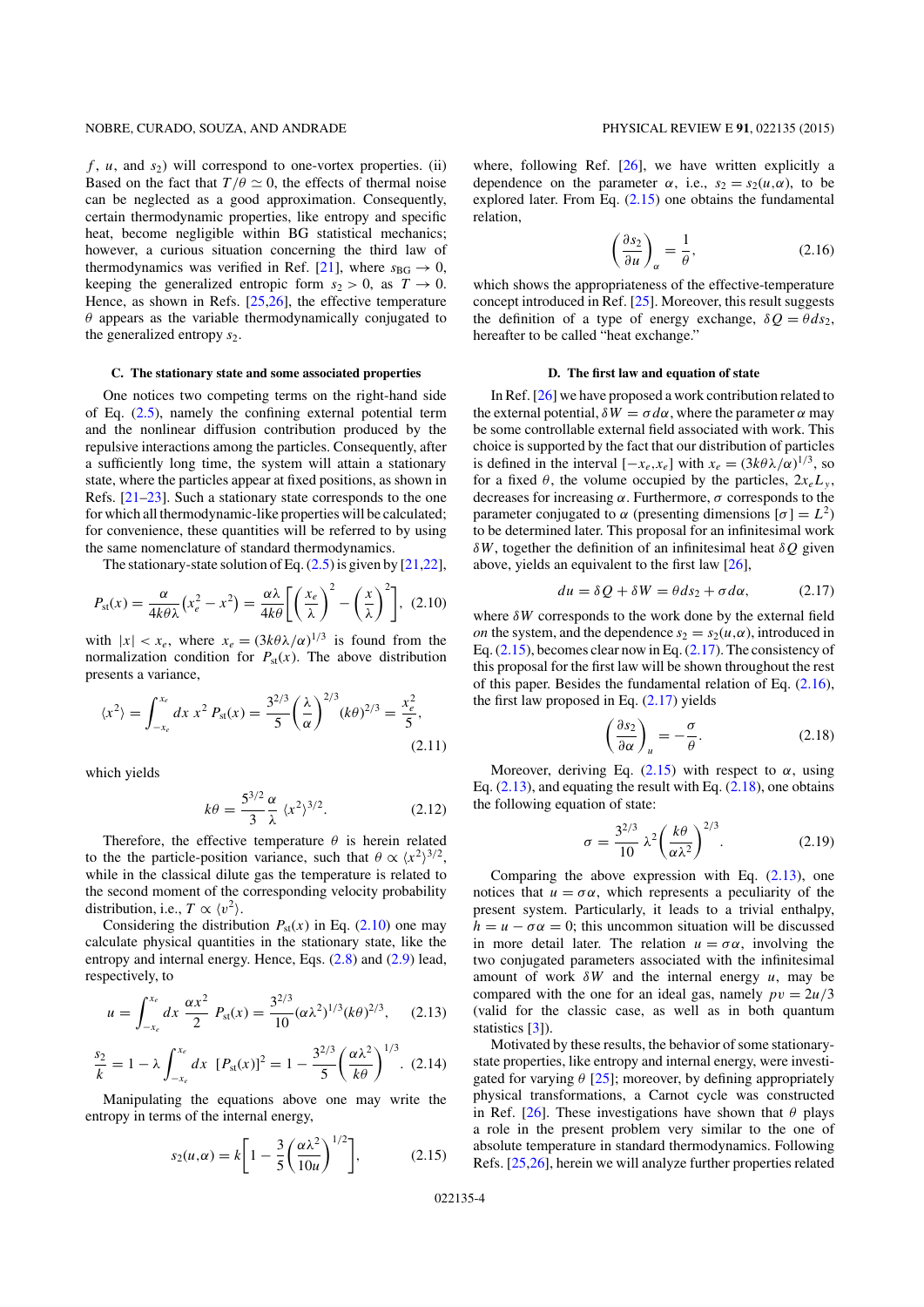$f$, $u$, and $s_2$) will correspond to one-vortex properties. (ii) Based on the fact that $T/\theta \simeq 0$, the effects of thermal noise can be neglected as a good approximation. Consequently, certain thermodynamic properties, like entropy and specific heat, become negligible within BG statistical mechanics; however, a curious situation concerning the third law of thermodynamics was verified in Ref. [21], where $s_{\rm BG} \to 0$, keeping the generalized entropic form $s_2 > 0$, as $T \to 0$. Hence, as shown in Refs. [25,26], the effective temperature $\theta$ appears as the variable thermodynamically conjugated to the generalized entropy $s_2$.

### C. The stationary state and some associated properties

One notices two competing terms on the right-hand side of Eq. (2.5), namely the confining external potential term and the nonlinear diffusion contribution produced by the repulsive interactions among the particles. Consequently, after a sufficiently long time, the system will attain a stationary state, where the particles appear at fixed positions, as shown in Refs. [21–23]. Such a stationary state corresponds to the one for which all thermodynamic-like properties will be calculated; for convenience, these quantities will be referred to by using the same nomenclature of standard thermodynamics.

The stationary-state solution of Eq. (2.5) is given by [21,22],

$$P_{\rm st}(x) = \frac{\alpha}{4k\theta\lambda}\left(x_e^2 - x^2\right) = \frac{\alpha\lambda}{4k\theta}\left[\left(\frac{x_e}{\lambda}\right)^2 - \left(\frac{x}{\lambda}\right)^2\right], \quad (2.10)$$

with $|x| < x_e$, where $x_e = (3k\theta\lambda/\alpha)^{1/3}$ is found from the normalization condition for $P_{\rm st}(x)$. The above distribution presents a variance,

$$\langle x^2 \rangle = \int_{-x_e}^{x_e} dx\ x^2\ P_{\rm st}(x) = \frac{3^{2/3}}{5}\left(\frac{\lambda}{\alpha}\right)^{2/3}(k\theta)^{2/3} = \frac{x_e^2}{5}, \quad (2.11)$$

which yields

$$k\theta = \frac{5^{3/2}}{3}\frac{\alpha}{\lambda}\ \langle x^2 \rangle^{3/2}. \quad (2.12)$$

Therefore, the effective temperature $\theta$ is herein related to the the particle-position variance, such that $\theta \propto \langle x^2 \rangle^{3/2}$, while in the classical dilute gas the temperature is related to the second moment of the corresponding velocity probability distribution, i.e., $T \propto \langle v^2 \rangle$.

Considering the distribution $P_{\rm st}(x)$ in Eq. (2.10) one may calculate physical quantities in the stationary state, like the entropy and internal energy. Hence, Eqs. (2.8) and (2.9) lead, respectively, to

$$u = \int_{-x_e}^{x_e} dx\ \frac{\alpha x^2}{2}\ P_{\rm st}(x) = \frac{3^{2/3}}{10}(\alpha\lambda^2)^{1/3}(k\theta)^{2/3}, \quad (2.13)$$

$$\frac{s_2}{k} = 1 - \lambda \int_{-x_e}^{x_e} dx\ \ [P_{\rm st}(x)]^2 = 1 - \frac{3^{2/3}}{5}\left(\frac{\alpha\lambda^2}{k\theta}\right)^{1/3}. \quad (2.14)$$

Manipulating the equations above one may write the entropy in terms of the internal energy,

$$s_2(u,\alpha) = k\left[1 - \frac{3}{5}\left(\frac{\alpha\lambda^2}{10u}\right)^{1/2}\right], \quad (2.15)$$

where, following Ref. [26], we have written explicitly a dependence on the parameter $\alpha$, i.e., $s_2 = s_2(u,\alpha)$, to be explored later. From Eq. (2.15) one obtains the fundamental relation,

$$\left(\frac{\partial s_2}{\partial u}\right)_\alpha = \frac{1}{\theta}, \quad (2.16)$$

which shows the appropriateness of the effective-temperature concept introduced in Ref. [25]. Moreover, this result suggests the definition of a type of energy exchange, $\delta Q = \theta ds_2$, hereafter to be called "heat exchange."

### D. The first law and equation of state

In Ref. [26] we have proposed a work contribution related to the external potential, $\delta W = \sigma d\alpha$, where the parameter $\alpha$ may be some controllable external field associated with work. This choice is supported by the fact that our distribution of particles is defined in the interval $[-x_e,x_e]$ with $x_e = (3k\theta\lambda/\alpha)^{1/3}$, so for a fixed $\theta$, the volume occupied by the particles, $2x_eL_y$, decreases for increasing $\alpha$. Furthermore, $\sigma$ corresponds to the parameter conjugated to $\alpha$ (presenting dimensions $[\sigma] = L^2$) to be determined later. This proposal for an infinitesimal work $\delta W$, together the definition of an infinitesimal heat $\delta Q$ given above, yields an equivalent to the first law [26],

$$du = \delta Q + \delta W = \theta ds_2 + \sigma d\alpha, \quad (2.17)$$

where $\delta W$ corresponds to the work done by the external field *on* the system, and the dependence $s_2 = s_2(u,\alpha)$, introduced in Eq. (2.15), becomes clear now in Eq. (2.17). The consistency of this proposal for the first law will be shown throughout the rest of this paper. Besides the fundamental relation of Eq. (2.16), the first law proposed in Eq. (2.17) yields

$$\left(\frac{\partial s_2}{\partial \alpha}\right)_u = -\frac{\sigma}{\theta}. \quad (2.18)$$

Moreover, deriving Eq. (2.15) with respect to $\alpha$, using Eq. (2.13), and equating the result with Eq. (2.18), one obtains the following equation of state:

$$\sigma = \frac{3^{2/3}}{10}\ \lambda^2\left(\frac{k\theta}{\alpha\lambda^2}\right)^{2/3}. \quad (2.19)$$

Comparing the above expression with Eq. (2.13), one notices that $u = \sigma\alpha$, which represents a peculiarity of the present system. Particularly, it leads to a trivial enthalpy, $h = u - \sigma\alpha = 0$; this uncommon situation will be discussed in more detail later. The relation $u = \sigma\alpha$, involving the two conjugated parameters associated with the infinitesimal amount of work $\delta W$ and the internal energy $u$, may be compared with the one for an ideal gas, namely $pv = 2u/3$ (valid for the classic case, as well as in both quantum statistics [3]).

Motivated by these results, the behavior of some stationary-state properties, like entropy and internal energy, were investigated for varying $\theta$ [25]; moreover, by defining appropriately physical transformations, a Carnot cycle was constructed in Ref. [26]. These investigations have shown that $\theta$ plays a role in the present problem very similar to the one of absolute temperature in standard thermodynamics. Following Refs. [25,26], herein we will analyze further properties related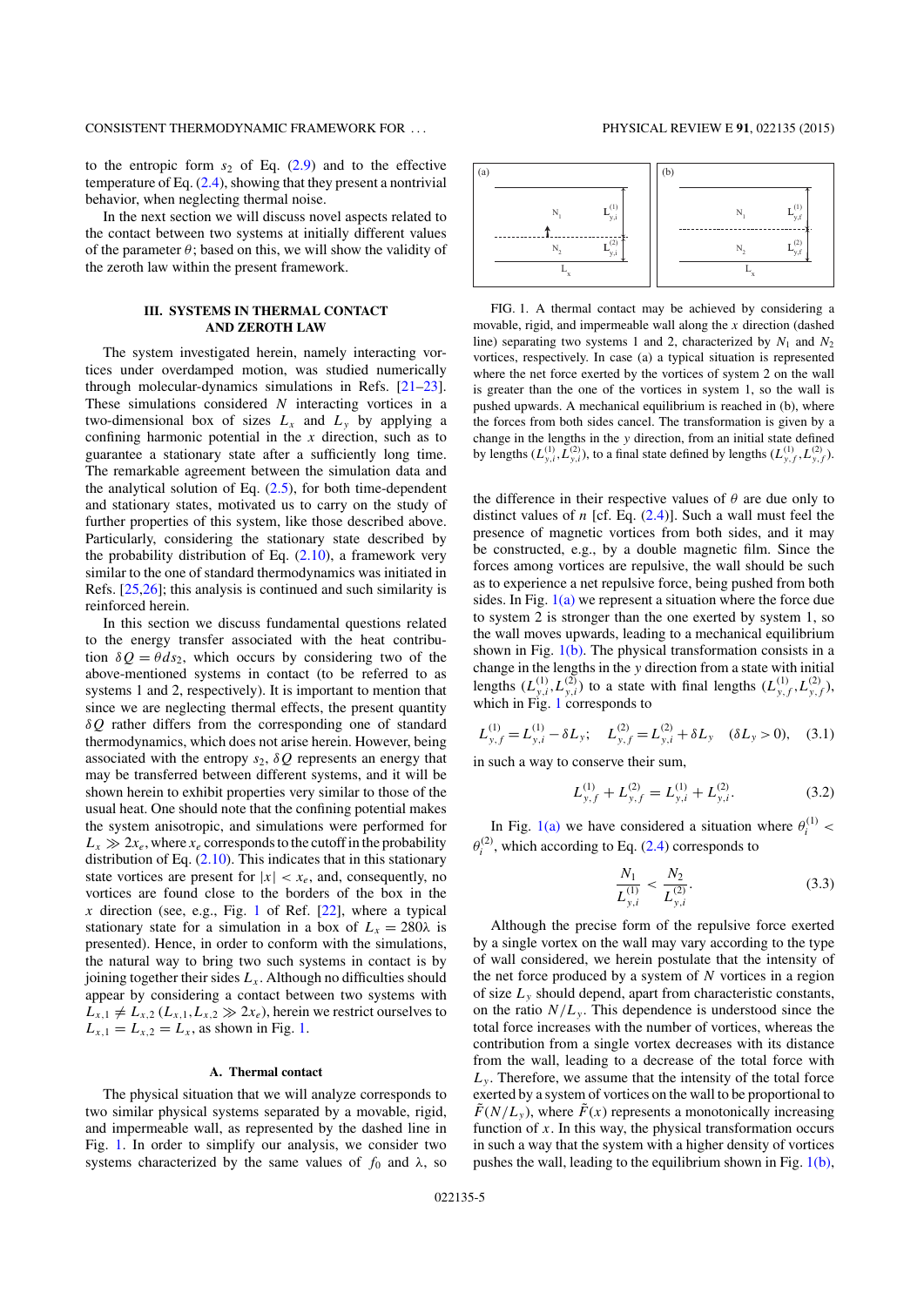to the entropic form $s_2$ of Eq. (2.9) and to the effective temperature of Eq. (2.4), showing that they present a nontrivial behavior, when neglecting thermal noise.

In the next section we will discuss novel aspects related to the contact between two systems at initially different values of the parameter $\theta$; based on this, we will show the validity of the zeroth law within the present framework.

## III. SYSTEMS IN THERMAL CONTACT AND ZEROTH LAW

The system investigated herein, namely interacting vortices under overdamped motion, was studied numerically through molecular-dynamics simulations in Refs. [21–23]. These simulations considered $N$ interacting vortices in a two-dimensional box of sizes $L_x$ and $L_y$ by applying a confining harmonic potential in the $x$ direction, such as to guarantee a stationary state after a sufficiently long time. The remarkable agreement between the simulation data and the analytical solution of Eq. (2.5), for both time-dependent and stationary states, motivated us to carry on the study of further properties of this system, like those described above. Particularly, considering the stationary state described by the probability distribution of Eq. (2.10), a framework very similar to the one of standard thermodynamics was initiated in Refs. [25,26]; this analysis is continued and such similarity is reinforced herein.

In this section we discuss fundamental questions related to the energy transfer associated with the heat contribution $\delta Q = \theta ds_2$, which occurs by considering two of the above-mentioned systems in contact (to be referred to as systems 1 and 2, respectively). It is important to mention that since we are neglecting thermal effects, the present quantity $\delta Q$ rather differs from the corresponding one of standard thermodynamics, which does not arise herein. However, being associated with the entropy $s_2$, $\delta Q$ represents an energy that may be transferred between different systems, and it will be shown herein to exhibit properties very similar to those of the usual heat. One should note that the confining potential makes the system anisotropic, and simulations were performed for $L_x \gg 2x_e$, where $x_e$ corresponds to the cutoff in the probability distribution of Eq. (2.10). This indicates that in this stationary state vortices are present for $|x| < x_e$, and, consequently, no vortices are found close to the borders of the box in the $x$ direction (see, e.g., Fig. 1 of Ref. [22], where a typical stationary state for a simulation in a box of $L_x = 280\lambda$ is presented). Hence, in order to conform with the simulations, the natural way to bring two such systems in contact is by joining together their sides $L_x$. Although no difficulties should appear by considering a contact between two systems with $L_{x,1} \neq L_{x,2}$ ($L_{x,1}, L_{x,2} \gg 2x_e$), herein we restrict ourselves to $L_{x,1} = L_{x,2} = L_x$, as shown in Fig. 1.

### A. Thermal contact

The physical situation that we will analyze corresponds to two similar physical systems separated by a movable, rigid, and impermeable wall, as represented by the dashed line in Fig. 1. In order to simplify our analysis, we consider two systems characterized by the same values of $f_0$ and $\lambda$, so the difference in their respective values of $\theta$ are due only to distinct values of $n$ [cf. Eq. (2.4)]. Such a wall must feel the presence of magnetic vortices from both sides, and it may be constructed, e.g., by a double magnetic film. Since the forces among vortices are repulsive, the wall should be such as to experience a net repulsive force, being pushed from both sides. In Fig. 1(a) we represent a situation where the force due to system 2 is stronger than the one exerted by system 1, so the wall moves upwards, leading to a mechanical equilibrium shown in Fig. 1(b). The physical transformation consists in a change in the lengths in the $y$ direction from a state with initial lengths $(L_{y,i}^{(1)}, L_{y,i}^{(2)})$ to a state with final lengths $(L_{y,f}^{(1)}, L_{y,f}^{(2)})$, which in Fig. 1 corresponds to

$$L_{y,f}^{(1)} = L_{y,i}^{(1)} - \delta L_y; \quad L_{y,f}^{(2)} = L_{y,i}^{(2)} + \delta L_y \quad (\delta L_y > 0), \quad (3.1)$$

in such a way to conserve their sum,

$$L_{y,f}^{(1)} + L_{y,f}^{(2)} = L_{y,i}^{(1)} + L_{y,i}^{(2)}. \quad (3.2)$$

FIG. 1. A thermal contact may be achieved by considering a movable, rigid, and impermeable wall along the $x$ direction (dashed line) separating two systems 1 and 2, characterized by $N_1$ and $N_2$ vortices, respectively. In case (a) a typical situation is represented where the net force exerted by the vortices of system 2 on the wall is greater than the one of the vortices in system 1, so the wall is pushed upwards. A mechanical equilibrium is reached in (b), where the forces from both sides cancel. The transformation is given by a change in the lengths in the $y$ direction, from an initial state defined by lengths $(L_{y,i}^{(1)}, L_{y,i}^{(2)})$, to a final state defined by lengths $(L_{y,f}^{(1)}, L_{y,f}^{(2)})$.

In Fig. 1(a) we have considered a situation where $\theta_i^{(1)} < \theta_i^{(2)}$, which according to Eq. (2.4) corresponds to

$$\frac{N_1}{L_{y,i}^{(1)}} < \frac{N_2}{L_{y,i}^{(2)}}. \quad (3.3)$$

Although the precise form of the repulsive force exerted by a single vortex on the wall may vary according to the type of wall considered, we herein postulate that the intensity of the net force produced by a system of $N$ vortices in a region of size $L_y$ should depend, apart from characteristic constants, on the ratio $N/L_y$. This dependence is understood since the total force increases with the number of vortices, whereas the contribution from a single vortex decreases with its distance from the wall, leading to a decrease of the total force with $L_y$. Therefore, we assume that the intensity of the total force exerted by a system of vortices on the wall to be proportional to $\tilde{F}(N/L_y)$, where $\tilde{F}(x)$ represents a monotonically increasing function of $x$. In this way, the physical transformation occurs in such a way that the system with a higher density of vortices pushes the wall, leading to the equilibrium shown in Fig. 1(b),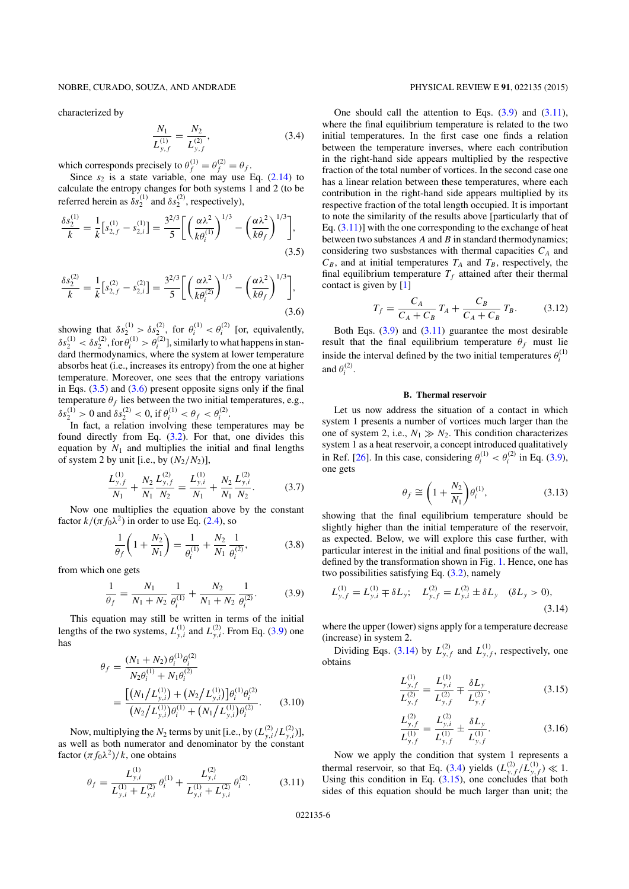characterized by

$$\frac{N_1}{L_{y,f}^{(1)}} = \frac{N_2}{L_{y,f}^{(2)}}, \tag{3.4}$$

which corresponds precisely to $\theta_f^{(1)} = \theta_f^{(2)} = \theta_f$.

Since $s_2$ is a state variable, one may use Eq. (2.14) to calculate the entropy changes for both systems 1 and 2 (to be referred herein as $\delta s_2^{(1)}$ and $\delta s_2^{(2)}$, respectively),

$$\frac{\delta s_2^{(1)}}{k} = \frac{1}{k}\left[s_{2,f}^{(1)} - s_{2,i}^{(1)}\right] = \frac{3^{2/3}}{5}\left[\left(\frac{\alpha\lambda^2}{k\theta_i^{(1)}}\right)^{1/3} - \left(\frac{\alpha\lambda^2}{k\theta_f}\right)^{1/3}\right], \tag{3.5}$$

$$\frac{\delta s_2^{(2)}}{k} = \frac{1}{k}\left[s_{2,f}^{(2)} - s_{2,i}^{(2)}\right] = \frac{3^{2/3}}{5}\left[\left(\frac{\alpha\lambda^2}{k\theta_i^{(2)}}\right)^{1/3} - \left(\frac{\alpha\lambda^2}{k\theta_f}\right)^{1/3}\right], \tag{3.6}$$

showing that $\delta s_2^{(1)} > \delta s_2^{(2)}$, for $\theta_i^{(1)} < \theta_i^{(2)}$ [or, equivalently, $\delta s_2^{(1)} < \delta s_2^{(2)}$, for $\theta_i^{(1)} > \theta_i^{(2)}$], similarly to what happens in standard thermodynamics, where the system at lower temperature absorbs heat (i.e., increases its entropy) from the one at higher temperature. Moreover, one sees that the entropy variations in Eqs. (3.5) and (3.6) present opposite signs only if the final temperature $\theta_f$ lies between the two initial temperatures, e.g., $\delta s_2^{(1)} > 0$ and $\delta s_2^{(2)} < 0$, if $\theta_i^{(1)} < \theta_f < \theta_i^{(2)}$.

In fact, a relation involving these temperatures may be found directly from Eq. (3.2). For that, one divides this equation by $N_1$ and multiplies the initial and final lengths of system 2 by unit [i.e., by $(N_2/N_2)$],

$$\frac{L_{y,f}^{(1)}}{N_1} + \frac{N_2}{N_1}\frac{L_{y,f}^{(2)}}{N_2} = \frac{L_{y,i}^{(1)}}{N_1} + \frac{N_2}{N_1}\frac{L_{y,i}^{(2)}}{N_2}. \tag{3.7}$$

Now one multiplies the equation above by the constant factor $k/(\pi f_0 \lambda^2)$ in order to use Eq. (2.4), so

$$\frac{1}{\theta_f}\left(1 + \frac{N_2}{N_1}\right) = \frac{1}{\theta_i^{(1)}} + \frac{N_2}{N_1}\frac{1}{\theta_i^{(2)}}, \tag{3.8}$$

from which one gets

$$\frac{1}{\theta_f} = \frac{N_1}{N_1 + N_2}\frac{1}{\theta_i^{(1)}} + \frac{N_2}{N_1 + N_2}\frac{1}{\theta_i^{(2)}}. \tag{3.9}$$

This equation may still be written in terms of the initial lengths of the two systems, $L_{y,i}^{(1)}$ and $L_{y,i}^{(2)}$. From Eq. (3.9) one has

$$\begin{aligned}\theta_f &= \frac{(N_1 + N_2)\,\theta_i^{(1)}\theta_i^{(2)}}{N_2\theta_i^{(1)} + N_1\theta_i^{(2)}} \\ &= \frac{\left[\left(N_1/L_{y,i}^{(1)}\right) + \left(N_2/L_{y,i}^{(1)}\right)\right]\theta_i^{(1)}\theta_i^{(2)}}{\left(N_2/L_{y,i}^{(1)}\right)\theta_i^{(1)} + \left(N_1/L_{y,i}^{(1)}\right)\theta_i^{(2)}}.\end{aligned} \tag{3.10}$$

Now, multiplying the $N_2$ terms by unit [i.e., by $(L_{y,i}^{(2)}/L_{y,i}^{(2)})$], as well as both numerator and denominator by the constant factor $(\pi f_0 \lambda^2)/k$, one obtains

$$\theta_f = \frac{L_{y,i}^{(1)}}{L_{y,i}^{(1)} + L_{y,i}^{(2)}}\,\theta_i^{(1)} + \frac{L_{y,i}^{(2)}}{L_{y,i}^{(1)} + L_{y,i}^{(2)}}\,\theta_i^{(2)}. \tag{3.11}$$

One should call the attention to Eqs. (3.9) and (3.11), where the final equilibrium temperature is related to the two initial temperatures. In the first case one finds a relation between the temperature inverses, where each contribution in the right-hand side appears multiplied by the respective fraction of the total number of vortices. In the second case one has a linear relation between these temperatures, where each contribution in the right-hand side appears multiplied by its respective fraction of the total length occupied. It is important to note the similarity of the results above [particularly that of Eq. (3.11)] with the one corresponding to the exchange of heat between two substances $A$ and $B$ in standard thermodynamics; considering two susbstances with thermal capacities $C_A$ and $C_B$, and at initial temperatures $T_A$ and $T_B$, respectively, the final equilibrium temperature $T_f$ attained after their thermal contact is given by [1]

$$T_f = \frac{C_A}{C_A + C_B}\,T_A + \frac{C_B}{C_A + C_B}\,T_B. \tag{3.12}$$

Both Eqs. (3.9) and (3.11) guarantee the most desirable result that the final equilibrium temperature $\theta_f$ must lie inside the interval defined by the two initial temperatures $\theta_i^{(1)}$ and $\theta_i^{(2)}$.

### B. Thermal reservoir

Let us now address the situation of a contact in which system 1 presents a number of vortices much larger than the one of system 2, i.e., $N_1 \gg N_2$. This condition characterizes system 1 as a heat reservoir, a concept introduced qualitatively in Ref. [26]. In this case, considering $\theta_i^{(1)} < \theta_i^{(2)}$ in Eq. (3.9), one gets

$$\theta_f \cong \left(1 + \frac{N_2}{N_1}\right)\theta_i^{(1)}, \tag{3.13}$$

showing that the final equilibrium temperature should be slightly higher than the initial temperature of the reservoir, as expected. Below, we will explore this case further, with particular interest in the initial and final positions of the wall, defined by the transformation shown in Fig. 1. Hence, one has two possibilities satisfying Eq. (3.2), namely

$$L_{y,f}^{(1)} = L_{y,i}^{(1)} \mp \delta L_y; \quad L_{y,f}^{(2)} = L_{y,i}^{(2)} \pm \delta L_y \quad (\delta L_y > 0), \tag{3.14}$$

where the upper (lower) signs apply for a temperature decrease (increase) in system 2.

Dividing Eqs. (3.14) by $L_{y,f}^{(2)}$ and $L_{y,f}^{(1)}$, respectively, one obtains

$$\frac{L_{y,f}^{(1)}}{L_{y,f}^{(2)}} = \frac{L_{y,i}^{(1)}}{L_{y,f}^{(2)}} \mp \frac{\delta L_y}{L_{y,f}^{(2)}}, \tag{3.15}$$

$$\frac{L_{y,f}^{(2)}}{L_{y,f}^{(1)}} = \frac{L_{y,i}^{(2)}}{L_{y,f}^{(1)}} \pm \frac{\delta L_y}{L_{y,f}^{(1)}}. \tag{3.16}$$

Now we apply the condition that system 1 represents a thermal reservoir, so that Eq. (3.4) yields $(L_{y,f}^{(2)}/L_{y,f}^{(1)}) \ll 1$. Using this condition in Eq. (3.15), one concludes that both sides of this equation should be much larger than unit; the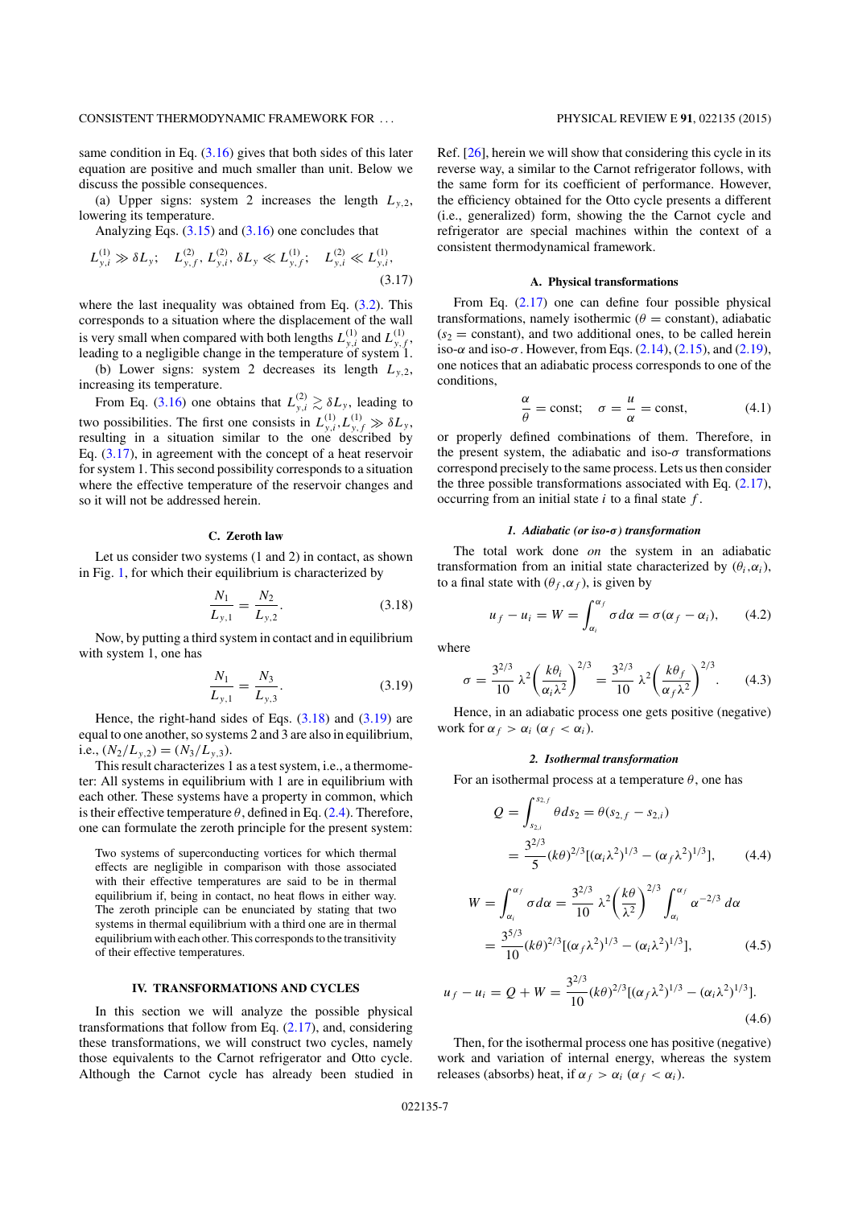same condition in Eq. (3.16) gives that both sides of this later equation are positive and much smaller than unit. Below we discuss the possible consequences.

(a) Upper signs: system 2 increases the length $L_{y,2}$, lowering its temperature.

Analyzing Eqs. (3.15) and (3.16) one concludes that

$$L^{(1)}_{y,i} \gg \delta L_y; \quad L^{(2)}_{y,f}, L^{(2)}_{y,i}, \delta L_y \ll L^{(1)}_{y,f}; \quad L^{(2)}_{y,i} \ll L^{(1)}_{y,i}, \tag{3.17}$$

where the last inequality was obtained from Eq. (3.2). This corresponds to a situation where the displacement of the wall is very small when compared with both lengths $L^{(1)}_{y,i}$ and $L^{(1)}_{y,f}$, leading to a negligible change in the temperature of system 1.

(b) Lower signs: system 2 decreases its length $L_{y,2}$, increasing its temperature.

From Eq. (3.16) one obtains that $L^{(2)}_{y,i} \gtrsim \delta L_y$, leading to two possibilities. The first one consists in $L^{(1)}_{y,i}, L^{(1)}_{y,f} \gg \delta L_y$, resulting in a situation similar to the one described by Eq. (3.17), in agreement with the concept of a heat reservoir for system 1. This second possibility corresponds to a situation where the effective temperature of the reservoir changes and so it will not be addressed herein.

### C. Zeroth law

Let us consider two systems (1 and 2) in contact, as shown in Fig. 1, for which their equilibrium is characterized by

$$\frac{N_1}{L_{y,1}} = \frac{N_2}{L_{y,2}}. \tag{3.18}$$

Now, by putting a third system in contact and in equilibrium with system 1, one has

$$\frac{N_1}{L_{y,1}} = \frac{N_3}{L_{y,3}}. \tag{3.19}$$

Hence, the right-hand sides of Eqs. (3.18) and (3.19) are equal to one another, so systems 2 and 3 are also in equilibrium, i.e., $(N_2/L_{y,2}) = (N_3/L_{y,3})$.

This result characterizes 1 as a test system, i.e., a thermometer: All systems in equilibrium with 1 are in equilibrium with each other. These systems have a property in common, which is their effective temperature $\theta$, defined in Eq. (2.4). Therefore, one can formulate the zeroth principle for the present system:

> Two systems of superconducting vortices for which thermal effects are negligible in comparison with those associated with their effective temperatures are said to be in thermal equilibrium if, being in contact, no heat flows in either way. The zeroth principle can be enunciated by stating that two systems in thermal equilibrium with a third one are in thermal equilibrium with each other. This corresponds to the transitivity of their effective temperatures.

## IV. TRANSFORMATIONS AND CYCLES

In this section we will analyze the possible physical transformations that follow from Eq. (2.17), and, considering these transformations, we will construct two cycles, namely those equivalents to the Carnot refrigerator and Otto cycle. Although the Carnot cycle has already been studied in Ref. [26], herein we will show that considering this cycle in its reverse way, a similar to the Carnot refrigerator follows, with the same form for its coefficient of performance. However, the efficiency obtained for the Otto cycle presents a different (i.e., generalized) form, showing the the Carnot cycle and refrigerator are special machines within the context of a consistent thermodynamical framework.

### A. Physical transformations

From Eq. (2.17) one can define four possible physical transformations, namely isothermic ($\theta$ = constant), adiabatic ($s_2$ = constant), and two additional ones, to be called herein iso-$\alpha$ and iso-$\sigma$. However, from Eqs. (2.14), (2.15), and (2.19), one notices that an adiabatic process corresponds to one of the conditions,

$$\frac{\alpha}{\theta} = \text{const}; \quad \sigma = \frac{u}{\alpha} = \text{const}, \tag{4.1}$$

or properly defined combinations of them. Therefore, in the present system, the adiabatic and iso-$\sigma$ transformations correspond precisely to the same process. Lets us then consider the three possible transformations associated with Eq. (2.17), occurring from an initial state $i$ to a final state $f$.

#### *1. Adiabatic (or iso-$\sigma$) transformation*

The total work done *on* the system in an adiabatic transformation from an initial state characterized by $(\theta_i, \alpha_i)$, to a final state with $(\theta_f, \alpha_f)$, is given by

$$u_f - u_i = W = \int_{\alpha_i}^{\alpha_f} \sigma\, d\alpha = \sigma(\alpha_f - \alpha_i), \tag{4.2}$$

where

$$\sigma = \frac{3^{2/3}}{10}\lambda^2\left(\frac{k\theta_i}{\alpha_i\lambda^2}\right)^{2/3} = \frac{3^{2/3}}{10}\lambda^2\left(\frac{k\theta_f}{\alpha_f\lambda^2}\right)^{2/3}. \tag{4.3}$$

Hence, in an adiabatic process one gets positive (negative) work for $\alpha_f > \alpha_i$ ($\alpha_f < \alpha_i$).

#### *2. Isothermal transformation*

For an isothermal process at a temperature $\theta$, one has

$$\begin{aligned} Q &= \int_{s_{2,i}}^{s_{2,f}} \theta\, ds_2 = \theta(s_{2,f} - s_{2,i}) \\ &= \frac{3^{2/3}}{5}(k\theta)^{2/3}[(\alpha_i\lambda^2)^{1/3} - (\alpha_f\lambda^2)^{1/3}], \end{aligned} \tag{4.4}$$

$$\begin{aligned} W &= \int_{\alpha_i}^{\alpha_f} \sigma\, d\alpha = \frac{3^{2/3}}{10}\lambda^2\left(\frac{k\theta}{\lambda^2}\right)^{2/3}\int_{\alpha_i}^{\alpha_f}\alpha^{-2/3}\, d\alpha \\ &= \frac{3^{5/3}}{10}(k\theta)^{2/3}[(\alpha_f\lambda^2)^{1/3} - (\alpha_i\lambda^2)^{1/3}], \end{aligned} \tag{4.5}$$

$$u_f - u_i = Q + W = \frac{3^{2/3}}{10}(k\theta)^{2/3}[(\alpha_f\lambda^2)^{1/3} - (\alpha_i\lambda^2)^{1/3}]. \tag{4.6}$$

Then, for the isothermal process one has positive (negative) work and variation of internal energy, whereas the system releases (absorbs) heat, if $\alpha_f > \alpha_i$ ($\alpha_f < \alpha_i$).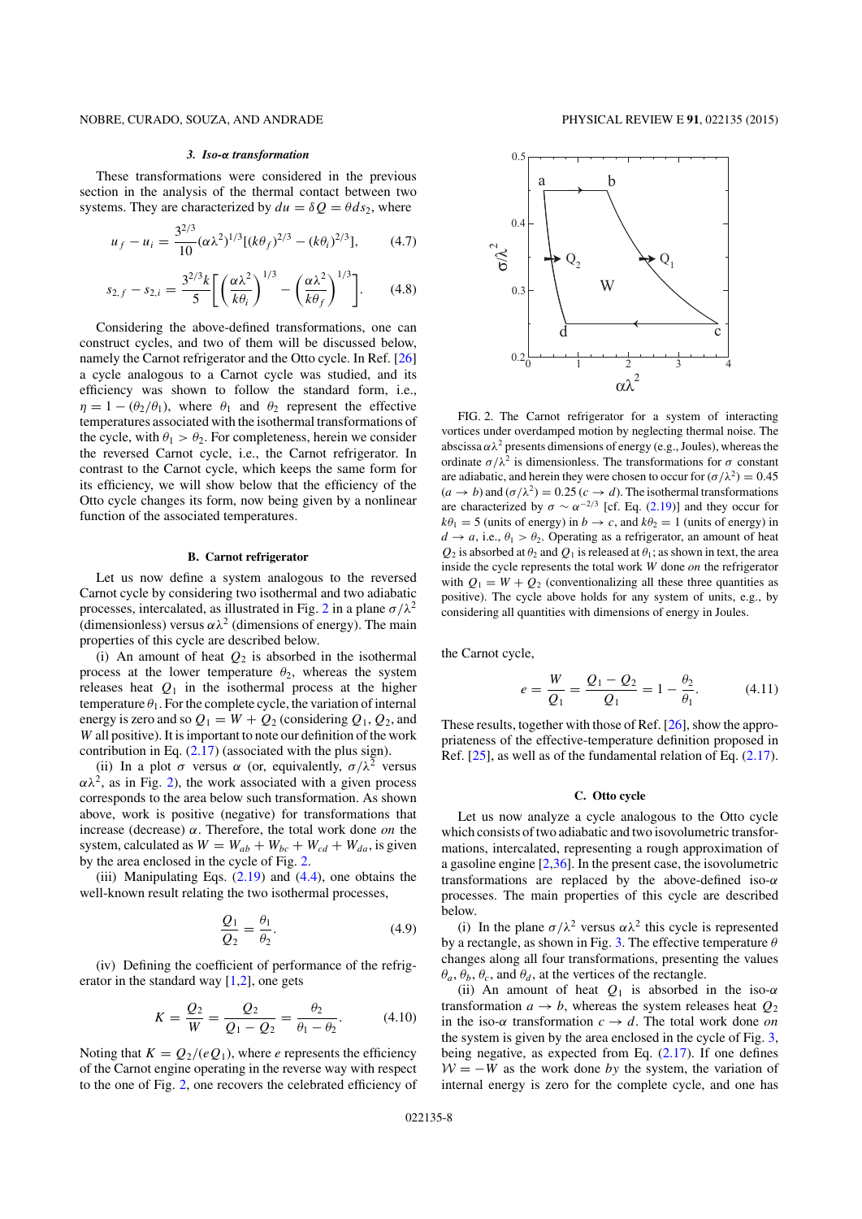#### 3. Iso-$\alpha$ transformation

These transformations were considered in the previous section in the analysis of the thermal contact between two systems. They are characterized by $du = \delta Q = \theta ds_2$, where

$$u_f - u_i = \frac{3^{2/3}}{10}(\alpha\lambda^2)^{1/3}[(k\theta_f)^{2/3} - (k\theta_i)^{2/3}], \qquad (4.7)$$

$$s_{2,f} - s_{2,i} = \frac{3^{2/3}k}{5}\left[\left(\frac{\alpha\lambda^2}{k\theta_i}\right)^{1/3} - \left(\frac{\alpha\lambda^2}{k\theta_f}\right)^{1/3}\right]. \qquad (4.8)$$

Considering the above-defined transformations, one can construct cycles, and two of them will be discussed below, namely the Carnot refrigerator and the Otto cycle. In Ref. [26] a cycle analogous to a Carnot cycle was studied, and its efficiency was shown to follow the standard form, i.e., $\eta = 1 - (\theta_2/\theta_1)$, where $\theta_1$ and $\theta_2$ represent the effective temperatures associated with the isothermal transformations of the cycle, with $\theta_1 > \theta_2$. For completeness, herein we consider the reversed Carnot cycle, i.e., the Carnot refrigerator. In contrast to the Carnot cycle, which keeps the same form for its efficiency, we will show below that the efficiency of the Otto cycle changes its form, now being given by a nonlinear function of the associated temperatures.

### B. Carnot refrigerator

Let us now define a system analogous to the reversed Carnot cycle by considering two isothermal and two adiabatic processes, intercalated, as illustrated in Fig. 2 in a plane $\sigma/\lambda^2$ (dimensionless) versus $\alpha\lambda^2$ (dimensions of energy). The main properties of this cycle are described below.

(i) An amount of heat $Q_2$ is absorbed in the isothermal process at the lower temperature $\theta_2$, whereas the system releases heat $Q_1$ in the isothermal process at the higher temperature $\theta_1$. For the complete cycle, the variation of internal energy is zero and so $Q_1 = W + Q_2$ (considering $Q_1$, $Q_2$, and $W$ all positive). It is important to note our definition of the work contribution in Eq. (2.17) (associated with the plus sign).

(ii) In a plot $\sigma$ versus $\alpha$ (or, equivalently, $\sigma/\lambda^2$ versus $\alpha\lambda^2$, as in Fig. 2), the work associated with a given process corresponds to the area below such transformation. As shown above, work is positive (negative) for transformations that increase (decrease) $\alpha$. Therefore, the total work done *on* the system, calculated as $W = W_{ab} + W_{bc} + W_{cd} + W_{da}$, is given by the area enclosed in the cycle of Fig. 2.

(iii) Manipulating Eqs. (2.19) and (4.4), one obtains the well-known result relating the two isothermal processes,

$$\frac{Q_1}{Q_2} = \frac{\theta_1}{\theta_2}. \qquad (4.9)$$

(iv) Defining the coefficient of performance of the refrigerator in the standard way [1,2], one gets

$$K = \frac{Q_2}{W} = \frac{Q_2}{Q_1 - Q_2} = \frac{\theta_2}{\theta_1 - \theta_2}. \qquad (4.10)$$

Noting that $K = Q_2/(eQ_1)$, where $e$ represents the efficiency of the Carnot engine operating in the reverse way with respect to the one of Fig. 2, one recovers the celebrated efficiency of the Carnot cycle,

$$e = \frac{W}{Q_1} = \frac{Q_1 - Q_2}{Q_1} = 1 - \frac{\theta_2}{\theta_1}. \qquad (4.11)$$

These results, together with those of Ref. [26], show the appropriateness of the effective-temperature definition proposed in Ref. [25], as well as of the fundamental relation of Eq. (2.17).

FIG. 2. The Carnot refrigerator for a system of interacting vortices under overdamped motion by neglecting thermal noise. The abscissa $\alpha\lambda^2$ presents dimensions of energy (e.g., Joules), whereas the ordinate $\sigma/\lambda^2$ is dimensionless. The transformations for $\sigma$ constant are adiabatic, and herein they were chosen to occur for $(\sigma/\lambda^2) = 0.45$ ($a \to b$) and $(\sigma/\lambda^2) = 0.25$ ($c \to d$). The isothermal transformations are characterized by $\sigma \sim \alpha^{-2/3}$ [cf. Eq. (2.19)] and they occur for $k\theta_1 = 5$ (units of energy) in $b \to c$, and $k\theta_2 = 1$ (units of energy) in $d \to a$, i.e., $\theta_1 > \theta_2$. Operating as a refrigerator, an amount of heat $Q_2$ is absorbed at $\theta_2$ and $Q_1$ is released at $\theta_1$; as shown in text, the area inside the cycle represents the total work $W$ done *on* the refrigerator with $Q_1 = W + Q_2$ (conventionalizing all these three quantities as positive). The cycle above holds for any system of units, e.g., by considering all quantities with dimensions of energy in Joules.

### C. Otto cycle

Let us now analyze a cycle analogous to the Otto cycle which consists of two adiabatic and two isovolumetric transformations, intercalated, representing a rough approximation of a gasoline engine [2,36]. In the present case, the isovolumetric transformations are replaced by the above-defined iso-$\alpha$ processes. The main properties of this cycle are described below.

(i) In the plane $\sigma/\lambda^2$ versus $\alpha\lambda^2$ this cycle is represented by a rectangle, as shown in Fig. 3. The effective temperature $\theta$ changes along all four transformations, presenting the values $\theta_a$, $\theta_b$, $\theta_c$, and $\theta_d$, at the vertices of the rectangle.

(ii) An amount of heat $Q_1$ is absorbed in the iso-$\alpha$ transformation $a \to b$, whereas the system releases heat $Q_2$ in the iso-$\alpha$ transformation $c \to d$. The total work done *on* the system is given by the area enclosed in the cycle of Fig. 3, being negative, as expected from Eq. (2.17). If one defines $\mathcal{W} = -W$ as the work done *by* the system, the variation of internal energy is zero for the complete cycle, and one has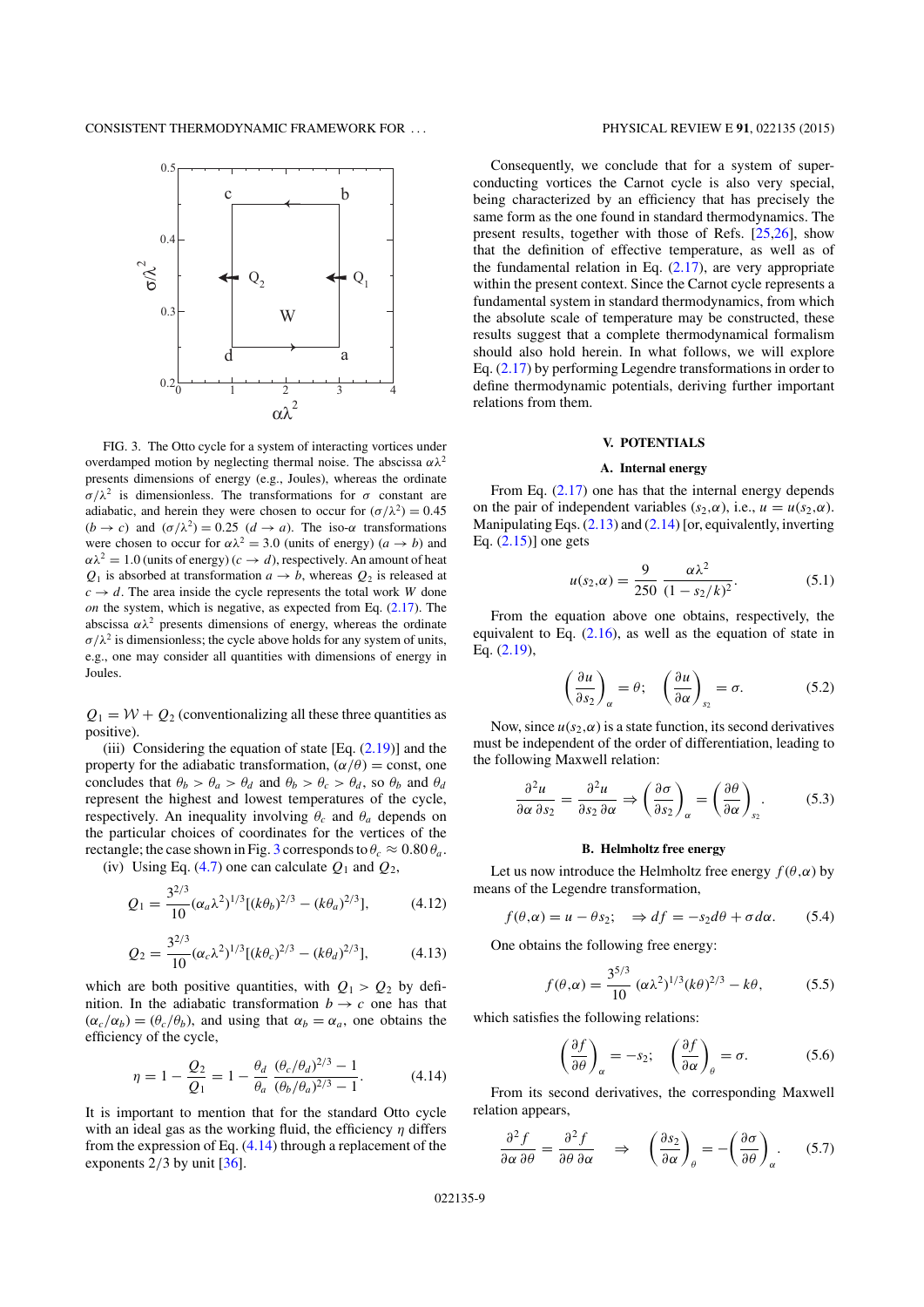FIG. 3. The Otto cycle for a system of interacting vortices under overdamped motion by neglecting thermal noise. The abscissa $\alpha\lambda^2$ presents dimensions of energy (e.g., Joules), whereas the ordinate $\sigma/\lambda^2$ is dimensionless. The transformations for $\sigma$ constant are adiabatic, and herein they were chosen to occur for $(\sigma/\lambda^2) = 0.45$ $(b \to c)$ and $(\sigma/\lambda^2) = 0.25$ $(d \to a)$. The iso-$\alpha$ transformations were chosen to occur for $\alpha\lambda^2 = 3.0$ (units of energy) $(a \to b)$ and $\alpha\lambda^2 = 1.0$ (units of energy) $(c \to d)$, respectively. An amount of heat $Q_1$ is absorbed at transformation $a \to b$, whereas $Q_2$ is released at $c \to d$. The area inside the cycle represents the total work $W$ done *on* the system, which is negative, as expected from Eq. (2.17). The abscissa $\alpha\lambda^2$ presents dimensions of energy, whereas the ordinate $\sigma/\lambda^2$ is dimensionless; the cycle above holds for any system of units, e.g., one may consider all quantities with dimensions of energy in Joules.

$Q_1 = \mathcal{W} + Q_2$ (conventionalizing all these three quantities as positive).

(iii) Considering the equation of state [Eq. (2.19)] and the property for the adiabatic transformation, $(\alpha/\theta) = \text{const}$, one concludes that $\theta_b > \theta_a > \theta_d$ and $\theta_b > \theta_c > \theta_d$, so $\theta_b$ and $\theta_d$ represent the highest and lowest temperatures of the cycle, respectively. An inequality involving $\theta_c$ and $\theta_a$ depends on the particular choices of coordinates for the vertices of the rectangle; the case shown in Fig. 3 corresponds to $\theta_c \approx 0.80\,\theta_a$.

(iv) Using Eq. (4.7) one can calculate $Q_1$ and $Q_2$,

$$Q_1 = \frac{3^{2/3}}{10}(\alpha_a\lambda^2)^{1/3}[(k\theta_b)^{2/3} - (k\theta_a)^{2/3}], \tag{4.12}$$

$$Q_2 = \frac{3^{2/3}}{10}(\alpha_c\lambda^2)^{1/3}[(k\theta_c)^{2/3} - (k\theta_d)^{2/3}], \tag{4.13}$$

which are both positive quantities, with $Q_1 > Q_2$ by definition. In the adiabatic transformation $b \to c$ one has that $(\alpha_c/\alpha_b) = (\theta_c/\theta_b)$, and using that $\alpha_b = \alpha_a$, one obtains the efficiency of the cycle,

$$\eta = 1 - \frac{Q_2}{Q_1} = 1 - \frac{\theta_d}{\theta_a}\,\frac{(\theta_c/\theta_d)^{2/3} - 1}{(\theta_b/\theta_a)^{2/3} - 1}. \tag{4.14}$$

It is important to mention that for the standard Otto cycle with an ideal gas as the working fluid, the efficiency $\eta$ differs from the expression of Eq. (4.14) through a replacement of the exponents $2/3$ by unit [36].

Consequently, we conclude that for a system of superconducting vortices the Carnot cycle is also very special, being characterized by an efficiency that has precisely the same form as the one found in standard thermodynamics. The present results, together with those of Refs. [25,26], show that the definition of effective temperature, as well as of the fundamental relation in Eq. (2.17), are very appropriate within the present context. Since the Carnot cycle represents a fundamental system in standard thermodynamics, from which the absolute scale of temperature may be constructed, these results suggest that a complete thermodynamical formalism should also hold herein. In what follows, we will explore Eq. (2.17) by performing Legendre transformations in order to define thermodynamic potentials, deriving further important relations from them.

## V. POTENTIALS

### A. Internal energy

From Eq. (2.17) one has that the internal energy depends on the pair of independent variables $(s_2,\alpha)$, i.e., $u = u(s_2,\alpha)$. Manipulating Eqs. (2.13) and (2.14) [or, equivalently, inverting Eq. (2.15)] one gets

$$u(s_2,\alpha) = \frac{9}{250}\,\frac{\alpha\lambda^2}{(1 - s_2/k)^2}. \tag{5.1}$$

From the equation above one obtains, respectively, the equivalent to Eq. (2.16), as well as the equation of state in Eq. (2.19),

$$\left(\frac{\partial u}{\partial s_2}\right)_\alpha = \theta; \quad \left(\frac{\partial u}{\partial \alpha}\right)_{s_2} = \sigma. \tag{5.2}$$

Now, since $u(s_2,\alpha)$ is a state function, its second derivatives must be independent of the order of differentiation, leading to the following Maxwell relation:

$$\frac{\partial^2 u}{\partial \alpha\, \partial s_2} = \frac{\partial^2 u}{\partial s_2\, \partial \alpha} \Rightarrow \left(\frac{\partial \sigma}{\partial s_2}\right)_\alpha = \left(\frac{\partial \theta}{\partial \alpha}\right)_{s_2}. \tag{5.3}$$

### B. Helmholtz free energy

Let us now introduce the Helmholtz free energy $f(\theta,\alpha)$ by means of the Legendre transformation,

$$f(\theta,\alpha) = u - \theta s_2; \quad \Rightarrow df = -s_2 d\theta + \sigma d\alpha. \tag{5.4}$$

One obtains the following free energy:

$$f(\theta,\alpha) = \frac{3^{5/3}}{10}\,(\alpha\lambda^2)^{1/3}(k\theta)^{2/3} - k\theta, \tag{5.5}$$

which satisfies the following relations:

$$\left(\frac{\partial f}{\partial \theta}\right)_\alpha = -s_2; \quad \left(\frac{\partial f}{\partial \alpha}\right)_\theta = \sigma. \tag{5.6}$$

From its second derivatives, the corresponding Maxwell relation appears,

$$\frac{\partial^2 f}{\partial \alpha\, \partial \theta} = \frac{\partial^2 f}{\partial \theta\, \partial \alpha} \quad \Rightarrow \quad \left(\frac{\partial s_2}{\partial \alpha}\right)_\theta = -\left(\frac{\partial \sigma}{\partial \theta}\right)_\alpha. \tag{5.7}$$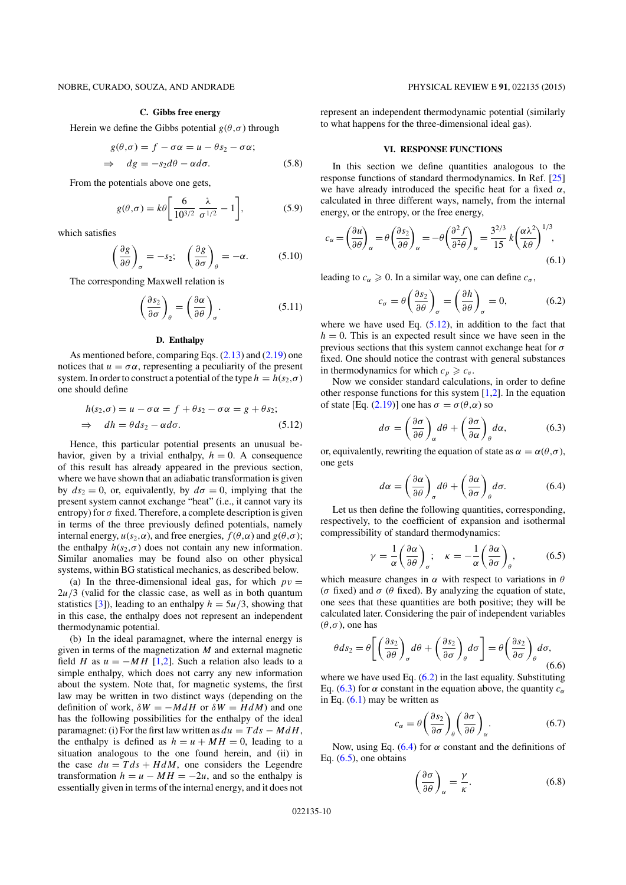### C. Gibbs free energy

Herein we define the Gibbs potential $g(\theta,\sigma)$ through

$$g(\theta,\sigma) = f - \sigma\alpha = u - \theta s_2 - \sigma\alpha;$$
$$\Rightarrow \quad dg = -s_2 d\theta - \alpha d\sigma. \tag{5.8}$$

From the potentials above one gets,

$$g(\theta,\sigma) = k\theta\left[\frac{6}{10^{3/2}}\,\frac{\lambda}{\sigma^{1/2}} - 1\right], \tag{5.9}$$

which satisfies

$$\left(\frac{\partial g}{\partial \theta}\right)_{\sigma} = -s_2; \quad \left(\frac{\partial g}{\partial \sigma}\right)_{\theta} = -\alpha. \tag{5.10}$$

The corresponding Maxwell relation is

$$\left(\frac{\partial s_2}{\partial \sigma}\right)_{\theta} = \left(\frac{\partial \alpha}{\partial \theta}\right)_{\sigma}. \tag{5.11}$$

### D. Enthalpy

As mentioned before, comparing Eqs. (2.13) and (2.19) one notices that $u = \sigma\alpha$, representing a peculiarity of the present system. In order to construct a potential of the type $h = h(s_2,\sigma)$ one should define

$$h(s_2,\sigma) = u - \sigma\alpha = f + \theta s_2 - \sigma\alpha = g + \theta s_2;$$
$$\Rightarrow \quad dh = \theta ds_2 - \alpha d\sigma. \tag{5.12}$$

Hence, this particular potential presents an unusual behavior, given by a trivial enthalpy, $h = 0$. A consequence of this result has already appeared in the previous section, where we have shown that an adiabatic transformation is given by $ds_2 = 0$, or, equivalently, by $d\sigma = 0$, implying that the present system cannot exchange "heat" (i.e., it cannot vary its entropy) for $\sigma$ fixed. Therefore, a complete description is given in terms of the three previously defined potentials, namely internal energy, $u(s_2,\alpha)$, and free energies, $f(\theta,\alpha)$ and $g(\theta,\sigma)$; the enthalpy $h(s_2,\sigma)$ does not contain any new information. Similar anomalies may be found also on other physical systems, within BG statistical mechanics, as described below.

(a) In the three-dimensional ideal gas, for which $pv = 2u/3$ (valid for the classic case, as well as in both quantum statistics [3]), leading to an enthalpy $h = 5u/3$, showing that in this case, the enthalpy does not represent an independent thermodynamic potential.

(b) In the ideal paramagnet, where the internal energy is given in terms of the magnetization $M$ and external magnetic field $H$ as $u = -MH$ [1,2]. Such a relation also leads to a simple enthalpy, which does not carry any new information about the system. Note that, for magnetic systems, the first law may be written in two distinct ways (depending on the definition of work, $\delta W = -MdH$ or $\delta W = HdM$) and one has the following possibilities for the enthalpy of the ideal paramagnet: (i) For the first law written as $du = Tds - MdH$, the enthalpy is defined as $h = u + MH = 0$, leading to a situation analogous to the one found herein, and (ii) in the case $du = Tds + HdM$, one considers the Legendre transformation $h = u - MH = -2u$, and so the enthalpy is essentially given in terms of the internal energy, and it does not represent an independent thermodynamic potential (similarly to what happens for the three-dimensional ideal gas).

## VI. RESPONSE FUNCTIONS

In this section we define quantities analogous to the response functions of standard thermodynamics. In Ref. [25] we have already introduced the specific heat for a fixed $\alpha$, calculated in three different ways, namely, from the internal energy, or the entropy, or the free energy,

$$c_{\alpha} = \left(\frac{\partial u}{\partial \theta}\right)_{\alpha} = \theta\left(\frac{\partial s_2}{\partial \theta}\right)_{\alpha} = -\theta\left(\frac{\partial^2 f}{\partial^2 \theta}\right)_{\alpha} = \frac{3^{2/3}}{15}\,k\left(\frac{\alpha\lambda^2}{k\theta}\right)^{1/3}, \tag{6.1}$$

leading to $c_{\alpha} \geqslant 0$. In a similar way, one can define $c_{\sigma}$,

$$c_{\sigma} = \theta\left(\frac{\partial s_2}{\partial \theta}\right)_{\sigma} = \left(\frac{\partial h}{\partial \theta}\right)_{\sigma} = 0, \tag{6.2}$$

where we have used Eq. (5.12), in addition to the fact that $h = 0$. This is an expected result since we have seen in the previous sections that this system cannot exchange heat for $\sigma$ fixed. One should notice the contrast with general substances in thermodynamics for which $c_p \geqslant c_v$.

Now we consider standard calculations, in order to define other response functions for this system [1,2]. In the equation of state [Eq. (2.19)] one has $\sigma = \sigma(\theta,\alpha)$ so

$$d\sigma = \left(\frac{\partial \sigma}{\partial \theta}\right)_{\alpha} d\theta + \left(\frac{\partial \sigma}{\partial \alpha}\right)_{\theta} d\alpha, \tag{6.3}$$

or, equivalently, rewriting the equation of state as $\alpha = \alpha(\theta,\sigma)$, one gets

$$d\alpha = \left(\frac{\partial \alpha}{\partial \theta}\right)_{\sigma} d\theta + \left(\frac{\partial \alpha}{\partial \sigma}\right)_{\theta} d\sigma. \tag{6.4}$$

Let us then define the following quantities, corresponding, respectively, to the coefficient of expansion and isothermal compressibility of standard thermodynamics:

$$\gamma = \frac{1}{\alpha}\left(\frac{\partial \alpha}{\partial \theta}\right)_{\sigma}; \quad \kappa = -\frac{1}{\alpha}\left(\frac{\partial \alpha}{\partial \sigma}\right)_{\theta}, \tag{6.5}$$

which measure changes in $\alpha$ with respect to variations in $\theta$ ($\sigma$ fixed) and $\sigma$ ($\theta$ fixed). By analyzing the equation of state, one sees that these quantities are both positive; they will be calculated later. Considering the pair of independent variables $(\theta,\sigma)$, one has

$$\theta ds_2 = \theta\left[\left(\frac{\partial s_2}{\partial \theta}\right)_{\sigma} d\theta + \left(\frac{\partial s_2}{\partial \sigma}\right)_{\theta} d\sigma\right] = \theta\left(\frac{\partial s_2}{\partial \sigma}\right)_{\theta} d\sigma, \tag{6.6}$$

where we have used Eq. (6.2) in the last equality. Substituting Eq. (6.3) for $\alpha$ constant in the equation above, the quantity $c_{\alpha}$ in Eq. (6.1) may be written as

$$c_{\alpha} = \theta\left(\frac{\partial s_2}{\partial \sigma}\right)_{\theta}\left(\frac{\partial \sigma}{\partial \theta}\right)_{\alpha}. \tag{6.7}$$

Now, using Eq. (6.4) for $\alpha$ constant and the definitions of Eq. (6.5), one obtains

$$\left(\frac{\partial \sigma}{\partial \theta}\right)_{\alpha} = \frac{\gamma}{\kappa}. \tag{6.8}$$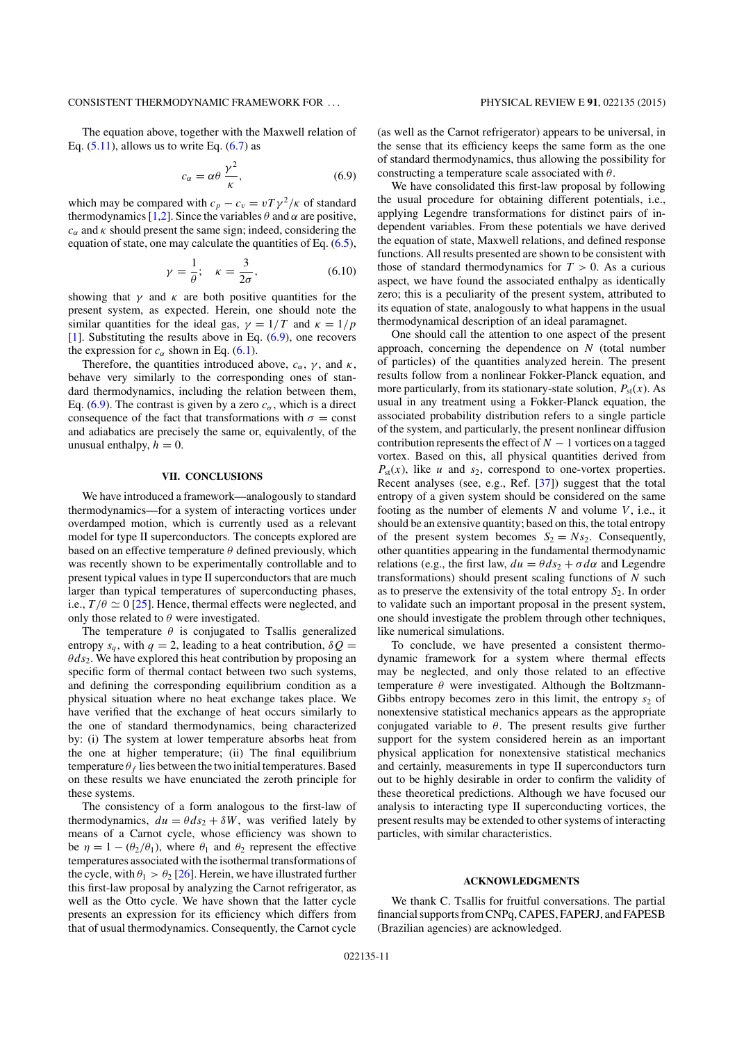The equation above, together with the Maxwell relation of Eq. (5.11), allows us to write Eq. (6.7) as

$$c_\alpha = \alpha\theta\,\frac{\gamma^2}{\kappa}, \tag{6.9}$$

which may be compared with $c_p - c_v = vT\gamma^2/\kappa$ of standard thermodynamics [1,2]. Since the variables $\theta$ and $\alpha$ are positive, $c_\alpha$ and $\kappa$ should present the same sign; indeed, considering the equation of state, one may calculate the quantities of Eq. (6.5),

$$\gamma = \frac{1}{\theta};\quad \kappa = \frac{3}{2\sigma}, \tag{6.10}$$

showing that $\gamma$ and $\kappa$ are both positive quantities for the present system, as expected. Herein, one should note the similar quantities for the ideal gas, $\gamma = 1/T$ and $\kappa = 1/p$ [1]. Substituting the results above in Eq. (6.9), one recovers the expression for $c_\alpha$ shown in Eq. (6.1).

Therefore, the quantities introduced above, $c_\alpha$, $\gamma$, and $\kappa$, behave very similarly to the corresponding ones of standard thermodynamics, including the relation between them, Eq. (6.9). The contrast is given by a zero $c_\sigma$, which is a direct consequence of the fact that transformations with $\sigma = \text{const}$ and adiabatics are precisely the same or, equivalently, of the unusual enthalpy, $h = 0$.

## VII. CONCLUSIONS

We have introduced a framework—analogously to standard thermodynamics—for a system of interacting vortices under overdamped motion, which is currently used as a relevant model for type II superconductors. The concepts explored are based on an effective temperature $\theta$ defined previously, which was recently shown to be experimentally controllable and to present typical values in type II superconductors that are much larger than typical temperatures of superconducting phases, i.e., $T/\theta \simeq 0$ [25]. Hence, thermal effects were neglected, and only those related to $\theta$ were investigated.

The temperature $\theta$ is conjugated to Tsallis generalized entropy $s_q$, with $q = 2$, leading to a heat contribution, $\delta Q = \theta ds_2$. We have explored this heat contribution by proposing an specific form of thermal contact between two such systems, and defining the corresponding equilibrium condition as a physical situation where no heat exchange takes place. We have verified that the exchange of heat occurs similarly to the one of standard thermodynamics, being characterized by: (i) The system at lower temperature absorbs heat from the one at higher temperature; (ii) The final equilibrium temperature $\theta_f$ lies between the two initial temperatures. Based on these results we have enunciated the zeroth principle for these systems.

The consistency of a form analogous to the first-law of thermodynamics, $du = \theta ds_2 + \delta W$, was verified lately by means of a Carnot cycle, whose efficiency was shown to be $\eta = 1 - (\theta_2/\theta_1)$, where $\theta_1$ and $\theta_2$ represent the effective temperatures associated with the isothermal transformations of the cycle, with $\theta_1 > \theta_2$ [26]. Herein, we have illustrated further this first-law proposal by analyzing the Carnot refrigerator, as well as the Otto cycle. We have shown that the latter cycle presents an expression for its efficiency which differs from that of usual thermodynamics. Consequently, the Carnot cycle (as well as the Carnot refrigerator) appears to be universal, in the sense that its efficiency keeps the same form as the one of standard thermodynamics, thus allowing the possibility for constructing a temperature scale associated with $\theta$.

We have consolidated this first-law proposal by following the usual procedure for obtaining different potentials, i.e., applying Legendre transformations for distinct pairs of independent variables. From these potentials we have derived the equation of state, Maxwell relations, and defined response functions. All results presented are shown to be consistent with those of standard thermodynamics for $T > 0$. As a curious aspect, we have found the associated enthalpy as identically zero; this is a peculiarity of the present system, attributed to its equation of state, analogously to what happens in the usual thermodynamical description of an ideal paramagnet.

One should call the attention to one aspect of the present approach, concerning the dependence on $N$ (total number of particles) of the quantities analyzed herein. The present results follow from a nonlinear Fokker-Planck equation, and more particularly, from its stationary-state solution, $P_{\text{st}}(x)$. As usual in any treatment using a Fokker-Planck equation, the associated probability distribution refers to a single particle of the system, and particularly, the present nonlinear diffusion contribution represents the effect of $N - 1$ vortices on a tagged vortex. Based on this, all physical quantities derived from $P_{\text{st}}(x)$, like $u$ and $s_2$, correspond to one-vortex properties. Recent analyses (see, e.g., Ref. [37]) suggest that the total entropy of a given system should be considered on the same footing as the number of elements $N$ and volume $V$, i.e., it should be an extensive quantity; based on this, the total entropy of the present system becomes $S_2 = Ns_2$. Consequently, other quantities appearing in the fundamental thermodynamic relations (e.g., the first law, $du = \theta ds_2 + \sigma d\alpha$ and Legendre transformations) should present scaling functions of $N$ such as to preserve the extensivity of the total entropy $S_2$. In order to validate such an important proposal in the present system, one should investigate the problem through other techniques, like numerical simulations.

To conclude, we have presented a consistent thermodynamic framework for a system where thermal effects may be neglected, and only those related to an effective temperature $\theta$ were investigated. Although the Boltzmann-Gibbs entropy becomes zero in this limit, the entropy $s_2$ of nonextensive statistical mechanics appears as the appropriate conjugated variable to $\theta$. The present results give further support for the system considered herein as an important physical application for nonextensive statistical mechanics and certainly, measurements in type II superconductors turn out to be highly desirable in order to confirm the validity of these theoretical predictions. Although we have focused our analysis to interacting type II superconducting vortices, the present results may be extended to other systems of interacting particles, with similar characteristics.

## ACKNOWLEDGMENTS

We thank C. Tsallis for fruitful conversations. The partial financial supports from CNPq, CAPES, FAPERJ, and FAPESB (Brazilian agencies) are acknowledged.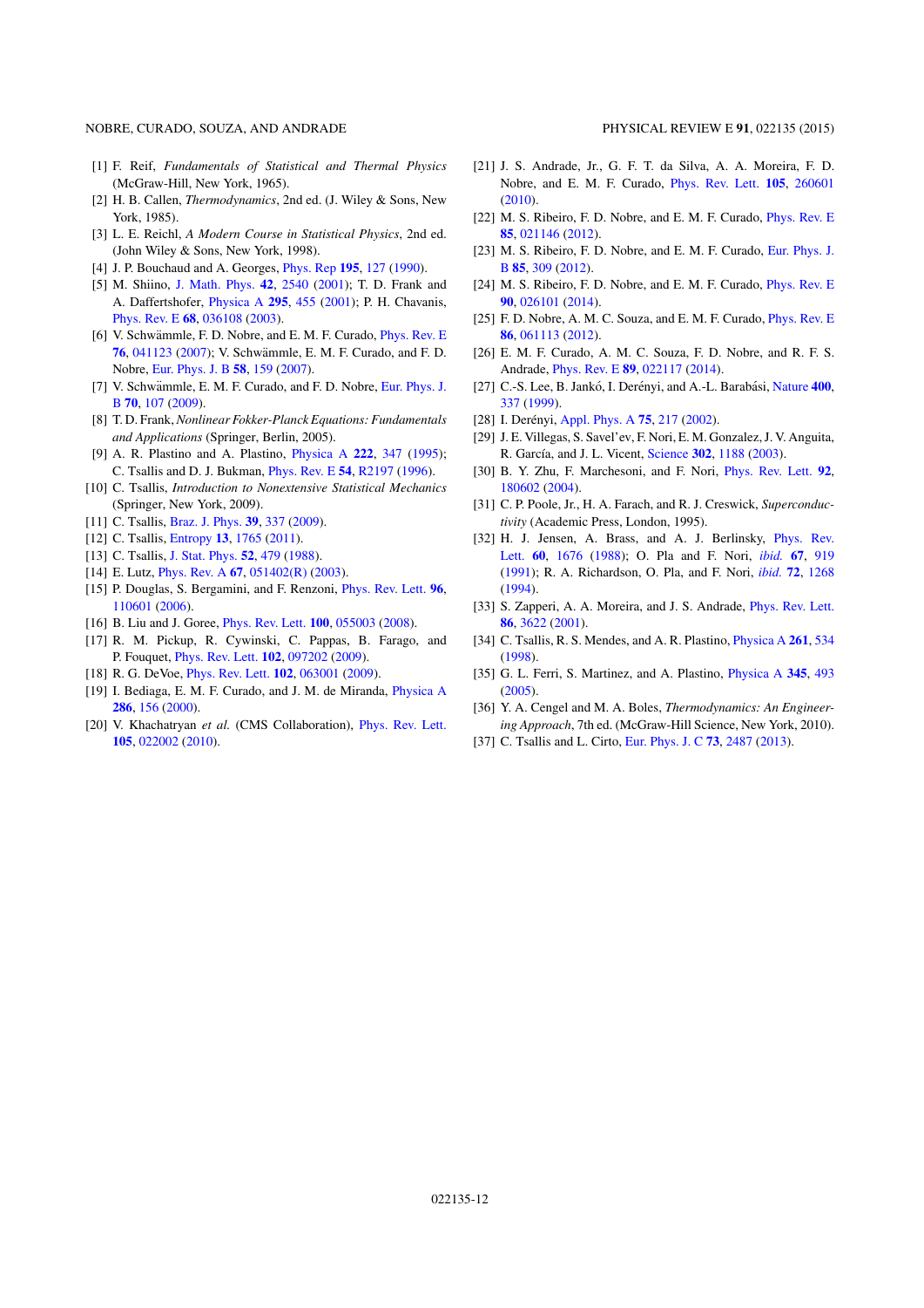[1] F. Reif, *Fundamentals of Statistical and Thermal Physics* (McGraw-Hill, New York, 1965).

[2] H. B. Callen, *Thermodynamics*, 2nd ed. (J. Wiley & Sons, New York, 1985).

[3] L. E. Reichl, *A Modern Course in Statistical Physics*, 2nd ed. (John Wiley & Sons, New York, 1998).

[4] J. P. Bouchaud and A. Georges, Phys. Rep **195**, 127 (1990).

[5] M. Shiino, J. Math. Phys. **42**, 2540 (2001); T. D. Frank and A. Daffertshofer, Physica A **295**, 455 (2001); P. H. Chavanis, Phys. Rev. E **68**, 036108 (2003).

[6] V. Schwämmle, F. D. Nobre, and E. M. F. Curado, Phys. Rev. E **76**, 041123 (2007); V. Schwämmle, E. M. F. Curado, and F. D. Nobre, Eur. Phys. J. B **58**, 159 (2007).

[7] V. Schwämmle, E. M. F. Curado, and F. D. Nobre, Eur. Phys. J. B **70**, 107 (2009).

[8] T. D. Frank, *Nonlinear Fokker-Planck Equations: Fundamentals and Applications* (Springer, Berlin, 2005).

[9] A. R. Plastino and A. Plastino, Physica A **222**, 347 (1995); C. Tsallis and D. J. Bukman, Phys. Rev. E **54**, R2197 (1996).

[10] C. Tsallis, *Introduction to Nonextensive Statistical Mechanics* (Springer, New York, 2009).

[11] C. Tsallis, Braz. J. Phys. **39**, 337 (2009).

[12] C. Tsallis, Entropy **13**, 1765 (2011).

[13] C. Tsallis, J. Stat. Phys. **52**, 479 (1988).

[14] E. Lutz, Phys. Rev. A **67**, 051402(R) (2003).

[15] P. Douglas, S. Bergamini, and F. Renzoni, Phys. Rev. Lett. **96**, 110601 (2006).

[16] B. Liu and J. Goree, Phys. Rev. Lett. **100**, 055003 (2008).

[17] R. M. Pickup, R. Cywinski, C. Pappas, B. Farago, and P. Fouquet, Phys. Rev. Lett. **102**, 097202 (2009).

[18] R. G. DeVoe, Phys. Rev. Lett. **102**, 063001 (2009).

[19] I. Bediaga, E. M. F. Curado, and J. M. de Miranda, Physica A **286**, 156 (2000).

[20] V. Khachatryan *et al.* (CMS Collaboration), Phys. Rev. Lett. **105**, 022002 (2010).

[21] J. S. Andrade, Jr., G. F. T. da Silva, A. A. Moreira, F. D. Nobre, and E. M. F. Curado, Phys. Rev. Lett. **105**, 260601 (2010).

[22] M. S. Ribeiro, F. D. Nobre, and E. M. F. Curado, Phys. Rev. E **85**, 021146 (2012).

[23] M. S. Ribeiro, F. D. Nobre, and E. M. F. Curado, Eur. Phys. J. B **85**, 309 (2012).

[24] M. S. Ribeiro, F. D. Nobre, and E. M. F. Curado, Phys. Rev. E **90**, 026101 (2014).

[25] F. D. Nobre, A. M. C. Souza, and E. M. F. Curado, Phys. Rev. E **86**, 061113 (2012).

[26] E. M. F. Curado, A. M. C. Souza, F. D. Nobre, and R. F. S. Andrade, Phys. Rev. B **89**, 022117 (2014).

[27] C.-S. Lee, B. Jankó, I. Derényi, and A.-L. Barabási, Nature **400**, 337 (1999).

[28] I. Derényi, Appl. Phys. A **75**, 217 (2002).

[29] J. E. Villegas, S. Savel'ev, F. Nori, E. M. Gonzalez, J. V. Anguita, R. García, and J. L. Vicent, Science **302**, 1188 (2003).

[30] B. Y. Zhu, F. Marchesoni, and F. Nori, Phys. Rev. Lett. **92**, 180602 (2004).

[31] C. P. Poole, Jr., H. A. Farach, and R. J. Creswick, *Superconductivity* (Academic Press, London, 1995).

[32] H. J. Jensen, A. Brass, and A. J. Berlinsky, Phys. Rev. Lett. **60**, 1676 (1988); O. Pla and F. Nori, *ibid.* **67**, 919 (1991); R. A. Richardson, O. Pla, and F. Nori, *ibid.* **72**, 1268 (1994).

[33] S. Zapperi, A. A. Moreira, and J. S. Andrade, Phys. Rev. Lett. **86**, 3622 (2001).

[34] C. Tsallis, R. S. Mendes, and A. R. Plastino, Physica A **261**, 534 (1998).

[35] G. L. Ferri, S. Martinez, and A. Plastino, Physica A **345**, 493 (2005).

[36] Y. A. Cengel and M. A. Boles, *Thermodynamics: An Engineering Approach*, 7th ed. (McGraw-Hill Science, New York, 2010).

[37] C. Tsallis and L. Cirto, Eur. Phys. J. C **73**, 2487 (2013).